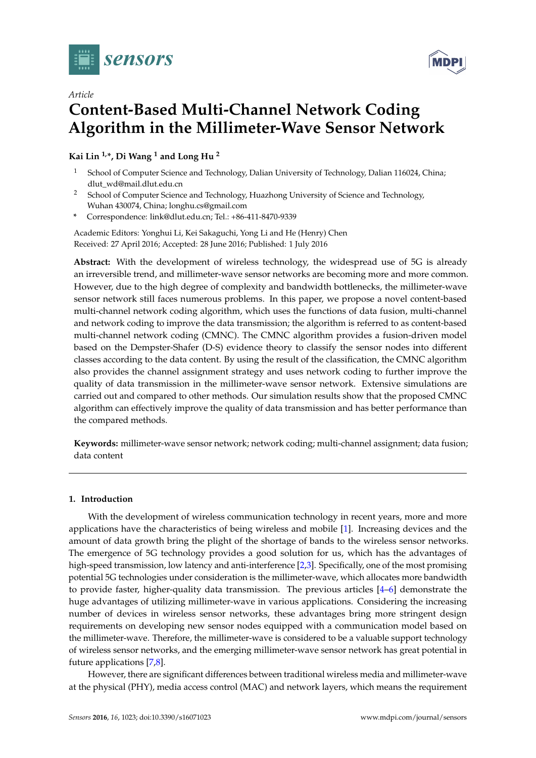*Article*

# Content-Based Multi-Channel Network Coding Algorithm in the Millimeter-Wave Sensor Network

**Kai Lin [1,*], Di Wang [1] and Long Hu [2]**

[1] School of Computer Science and Technology, Dalian University of Technology, Dalian 116024, China; dlut_wd@mail.dlut.edu.cn

[2] School of Computer Science and Technology, Huazhong University of Science and Technology, Wuhan 430074, China; longhu.cs@gmail.com

\* Correspondence: link@dlut.edu.cn; Tel.: +86-411-8470-9339

Academic Editors: Yonghui Li, Kei Sakaguchi, Yong Li and He (Henry) Chen
Received: 27 April 2016; Accepted: 28 June 2016; Published: 1 July 2016

**Abstract:** With the development of wireless technology, the widespread use of 5G is already an irreversible trend, and millimeter-wave sensor networks are becoming more and more common. However, due to the high degree of complexity and bandwidth bottlenecks, the millimeter-wave sensor network still faces numerous problems. In this paper, we propose a novel content-based multi-channel network coding algorithm, which uses the functions of data fusion, multi-channel and network coding to improve the data transmission; the algorithm is referred to as content-based multi-channel network coding (CMNC). The CMNC algorithm provides a fusion-driven model based on the Dempster-Shafer (D-S) evidence theory to classify the sensor nodes into different classes according to the data content. By using the result of the classification, the CMNC algorithm also provides the channel assignment strategy and uses network coding to further improve the quality of data transmission in the millimeter-wave sensor network. Extensive simulations are carried out and compared to other methods. Our simulation results show that the proposed CMNC algorithm can effectively improve the quality of data transmission and has better performance than the compared methods.

**Keywords:** millimeter-wave sensor network; network coding; multi-channel assignment; data fusion; data content

## 1. Introduction

With the development of wireless communication technology in recent years, more and more applications have the characteristics of being wireless and mobile [1]. Increasing devices and the amount of data growth bring the plight of the shortage of bands to the wireless sensor networks. The emergence of 5G technology provides a good solution for us, which has the advantages of high-speed transmission, low latency and anti-interference [2,3]. Specifically, one of the most promising potential 5G technologies under consideration is the millimeter-wave, which allocates more bandwidth to provide faster, higher-quality data transmission. The previous articles [4–6] demonstrate the huge advantages of utilizing millimeter-wave in various applications. Considering the increasing number of devices in wireless sensor networks, these advantages bring more stringent design requirements on developing new sensor nodes equipped with a communication model based on the millimeter-wave. Therefore, the millimeter-wave is considered to be a valuable support technology of wireless sensor networks, and the emerging millimeter-wave sensor network has great potential in future applications [7,8].

However, there are significant differences between traditional wireless media and millimeter-wave at the physical (PHY), media access control (MAC) and network layers, which means the requirement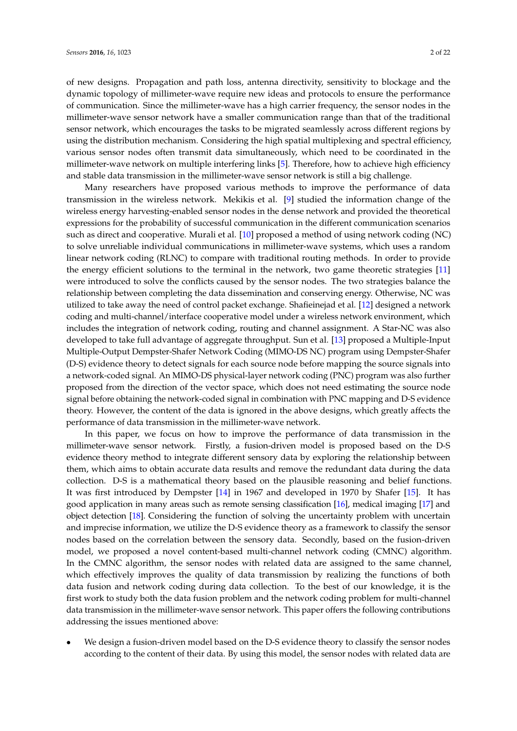of new designs. Propagation and path loss, antenna directivity, sensitivity to blockage and the dynamic topology of millimeter-wave require new ideas and protocols to ensure the performance of communication. Since the millimeter-wave has a high carrier frequency, the sensor nodes in the millimeter-wave sensor network have a smaller communication range than that of the traditional sensor network, which encourages the tasks to be migrated seamlessly across different regions by using the distribution mechanism. Considering the high spatial multiplexing and spectral efficiency, various sensor nodes often transmit data simultaneously, which need to be coordinated in the millimeter-wave network on multiple interfering links [5]. Therefore, how to achieve high efficiency and stable data transmission in the millimeter-wave sensor network is still a big challenge.

Many researchers have proposed various methods to improve the performance of data transmission in the wireless network. Mekikis et al. [9] studied the information change of the wireless energy harvesting-enabled sensor nodes in the dense network and provided the theoretical expressions for the probability of successful communication in the different communication scenarios such as direct and cooperative. Murali et al. [10] proposed a method of using network coding (NC) to solve unreliable individual communications in millimeter-wave systems, which uses a random linear network coding (RLNC) to compare with traditional routing methods. In order to provide the energy efficient solutions to the terminal in the network, two game theoretic strategies [11] were introduced to solve the conflicts caused by the sensor nodes. The two strategies balance the relationship between completing the data dissemination and conserving energy. Otherwise, NC was utilized to take away the need of control packet exchange. Shafieinejad et al. [12] designed a network coding and multi-channel/interface cooperative model under a wireless network environment, which includes the integration of network coding, routing and channel assignment. A Star-NC was also developed to take full advantage of aggregate throughput. Sun et al. [13] proposed a Multiple-Input Multiple-Output Dempster-Shafer Network Coding (MIMO-DS NC) program using Dempster-Shafer (D-S) evidence theory to detect signals for each source node before mapping the source signals into a network-coded signal. An MIMO-DS physical-layer network coding (PNC) program was also further proposed from the direction of the vector space, which does not need estimating the source node signal before obtaining the network-coded signal in combination with PNC mapping and D-S evidence theory. However, the content of the data is ignored in the above designs, which greatly affects the performance of data transmission in the millimeter-wave network.

In this paper, we focus on how to improve the performance of data transmission in the millimeter-wave sensor network. Firstly, a fusion-driven model is proposed based on the D-S evidence theory method to integrate different sensory data by exploring the relationship between them, which aims to obtain accurate data results and remove the redundant data during the data collection. D-S is a mathematical theory based on the plausible reasoning and belief functions. It was first introduced by Dempster [14] in 1967 and developed in 1970 by Shafer [15]. It has good application in many areas such as remote sensing classification [16], medical imaging [17] and object detection [18]. Considering the function of solving the uncertainty problem with uncertain and imprecise information, we utilize the D-S evidence theory as a framework to classify the sensor nodes based on the correlation between the sensory data. Secondly, based on the fusion-driven model, we proposed a novel content-based multi-channel network coding (CMNC) algorithm. In the CMNC algorithm, the sensor nodes with related data are assigned to the same channel, which effectively improves the quality of data transmission by realizing the functions of both data fusion and network coding during data collection. To the best of our knowledge, it is the first work to study both the data fusion problem and the network coding problem for multi-channel data transmission in the millimeter-wave sensor network. This paper offers the following contributions addressing the issues mentioned above:

- We design a fusion-driven model based on the D-S evidence theory to classify the sensor nodes according to the content of their data. By using this model, the sensor nodes with related data are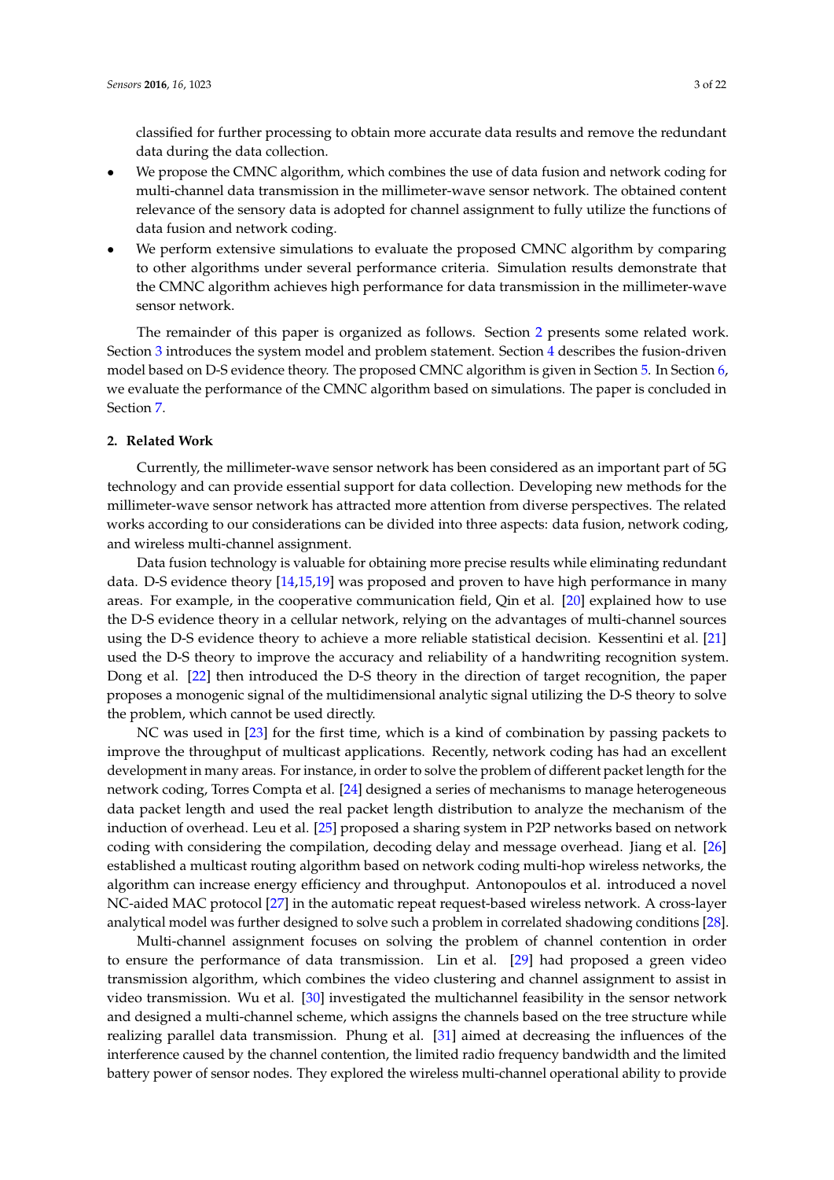classified for further processing to obtain more accurate data results and remove the redundant data during the data collection.

- We propose the CMNC algorithm, which combines the use of data fusion and network coding for multi-channel data transmission in the millimeter-wave sensor network. The obtained content relevance of the sensory data is adopted for channel assignment to fully utilize the functions of data fusion and network coding.
- We perform extensive simulations to evaluate the proposed CMNC algorithm by comparing to other algorithms under several performance criteria. Simulation results demonstrate that the CMNC algorithm achieves high performance for data transmission in the millimeter-wave sensor network.

The remainder of this paper is organized as follows. Section 2 presents some related work. Section 3 introduces the system model and problem statement. Section 4 describes the fusion-driven model based on D-S evidence theory. The proposed CMNC algorithm is given in Section 5. In Section 6, we evaluate the performance of the CMNC algorithm based on simulations. The paper is concluded in Section 7.

## 2. Related Work

Currently, the millimeter-wave sensor network has been considered as an important part of 5G technology and can provide essential support for data collection. Developing new methods for the millimeter-wave sensor network has attracted more attention from diverse perspectives. The related works according to our considerations can be divided into three aspects: data fusion, network coding, and wireless multi-channel assignment.

Data fusion technology is valuable for obtaining more precise results while eliminating redundant data. D-S evidence theory [14,15,19] was proposed and proven to have high performance in many areas. For example, in the cooperative communication field, Qin et al. [20] explained how to use the D-S evidence theory in a cellular network, relying on the advantages of multi-channel sources using the D-S evidence theory to achieve a more reliable statistical decision. Kessentini et al. [21] used the D-S theory to improve the accuracy and reliability of a handwriting recognition system. Dong et al. [22] then introduced the D-S theory in the direction of target recognition, the paper proposes a monogenic signal of the multidimensional analytic signal utilizing the D-S theory to solve the problem, which cannot be used directly.

NC was used in [23] for the first time, which is a kind of combination by passing packets to improve the throughput of multicast applications. Recently, network coding has had an excellent development in many areas. For instance, in order to solve the problem of different packet length for the network coding, Torres Compta et al. [24] designed a series of mechanisms to manage heterogeneous data packet length and used the real packet length distribution to analyze the mechanism of the induction of overhead. Leu et al. [25] proposed a sharing system in P2P networks based on network coding with considering the compilation, decoding delay and message overhead. Jiang et al. [26] established a multicast routing algorithm based on network coding multi-hop wireless networks, the algorithm can increase energy efficiency and throughput. Antonopoulos et al. introduced a novel NC-aided MAC protocol [27] in the automatic repeat request-based wireless network. A cross-layer analytical model was further designed to solve such a problem in correlated shadowing conditions [28].

Multi-channel assignment focuses on solving the problem of channel contention in order to ensure the performance of data transmission. Lin et al. [29] had proposed a green video transmission algorithm, which combines the video clustering and channel assignment to assist in video transmission. Wu et al. [30] investigated the multichannel feasibility in the sensor network and designed a multi-channel scheme, which assigns the channels based on the tree structure while realizing parallel data transmission. Phung et al. [31] aimed at decreasing the influences of the interference caused by the channel contention, the limited radio frequency bandwidth and the limited battery power of sensor nodes. They explored the wireless multi-channel operational ability to provide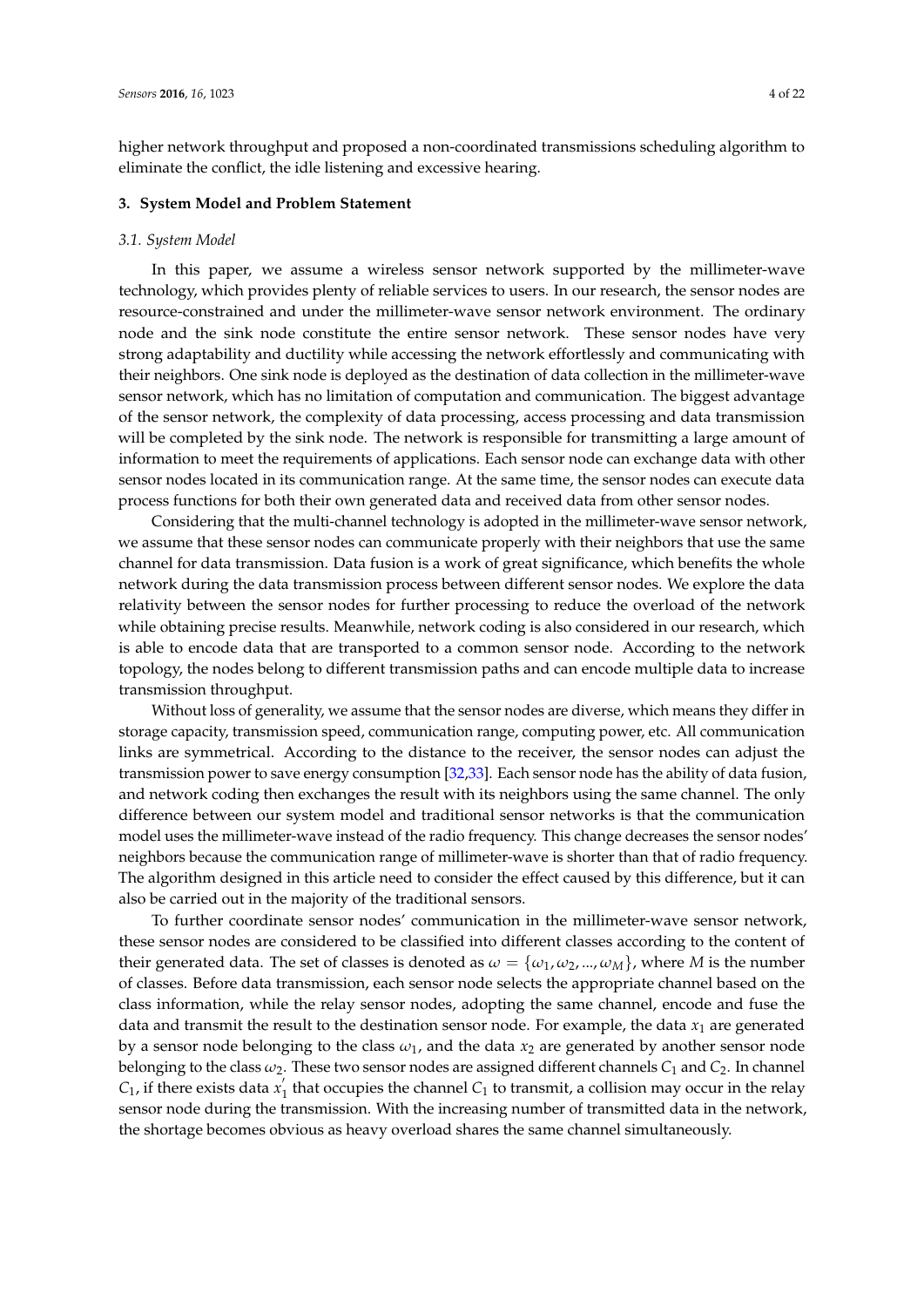higher network throughput and proposed a non-coordinated transmissions scheduling algorithm to eliminate the conflict, the idle listening and excessive hearing.

## 3. System Model and Problem Statement

### 3.1. System Model

In this paper, we assume a wireless sensor network supported by the millimeter-wave technology, which provides plenty of reliable services to users. In our research, the sensor nodes are resource-constrained and under the millimeter-wave sensor network environment. The ordinary node and the sink node constitute the entire sensor network. These sensor nodes have very strong adaptability and ductility while accessing the network effortlessly and communicating with their neighbors. One sink node is deployed as the destination of data collection in the millimeter-wave sensor network, which has no limitation of computation and communication. The biggest advantage of the sensor network, the complexity of data processing, access processing and data transmission will be completed by the sink node. The network is responsible for transmitting a large amount of information to meet the requirements of applications. Each sensor node can exchange data with other sensor nodes located in its communication range. At the same time, the sensor nodes can execute data process functions for both their own generated data and received data from other sensor nodes.

Considering that the multi-channel technology is adopted in the millimeter-wave sensor network, we assume that these sensor nodes can communicate properly with their neighbors that use the same channel for data transmission. Data fusion is a work of great significance, which benefits the whole network during the data transmission process between different sensor nodes. We explore the data relativity between the sensor nodes for further processing to reduce the overload of the network while obtaining precise results. Meanwhile, network coding is also considered in our research, which is able to encode data that are transported to a common sensor node. According to the network topology, the nodes belong to different transmission paths and can encode multiple data to increase transmission throughput.

Without loss of generality, we assume that the sensor nodes are diverse, which means they differ in storage capacity, transmission speed, communication range, computing power, etc. All communication links are symmetrical. According to the distance to the receiver, the sensor nodes can adjust the transmission power to save energy consumption [32,33]. Each sensor node has the ability of data fusion, and network coding then exchanges the result with its neighbors using the same channel. The only difference between our system model and traditional sensor networks is that the communication model uses the millimeter-wave instead of the radio frequency. This change decreases the sensor nodes' neighbors because the communication range of millimeter-wave is shorter than that of radio frequency. The algorithm designed in this article need to consider the effect caused by this difference, but it can also be carried out in the majority of the traditional sensors.

To further coordinate sensor nodes' communication in the millimeter-wave sensor network, these sensor nodes are considered to be classified into different classes according to the content of their generated data. The set of classes is denoted as $\omega = \{\omega_1, \omega_2, ..., \omega_M\}$, where $M$ is the number of classes. Before data transmission, each sensor node selects the appropriate channel based on the class information, while the relay sensor nodes, adopting the same channel, encode and fuse the data and transmit the result to the destination sensor node. For example, the data $x_1$ are generated by a sensor node belonging to the class $\omega_1$, and the data $x_2$ are generated by another sensor node belonging to the class $\omega_2$. These two sensor nodes are assigned different channels $C_1$ and $C_2$. In channel $C_1$, if there exists data $x_1^{'}$ that occupies the channel $C_1$ to transmit, a collision may occur in the relay sensor node during the transmission. With the increasing number of transmitted data in the network, the shortage becomes obvious as heavy overload shares the same channel simultaneously.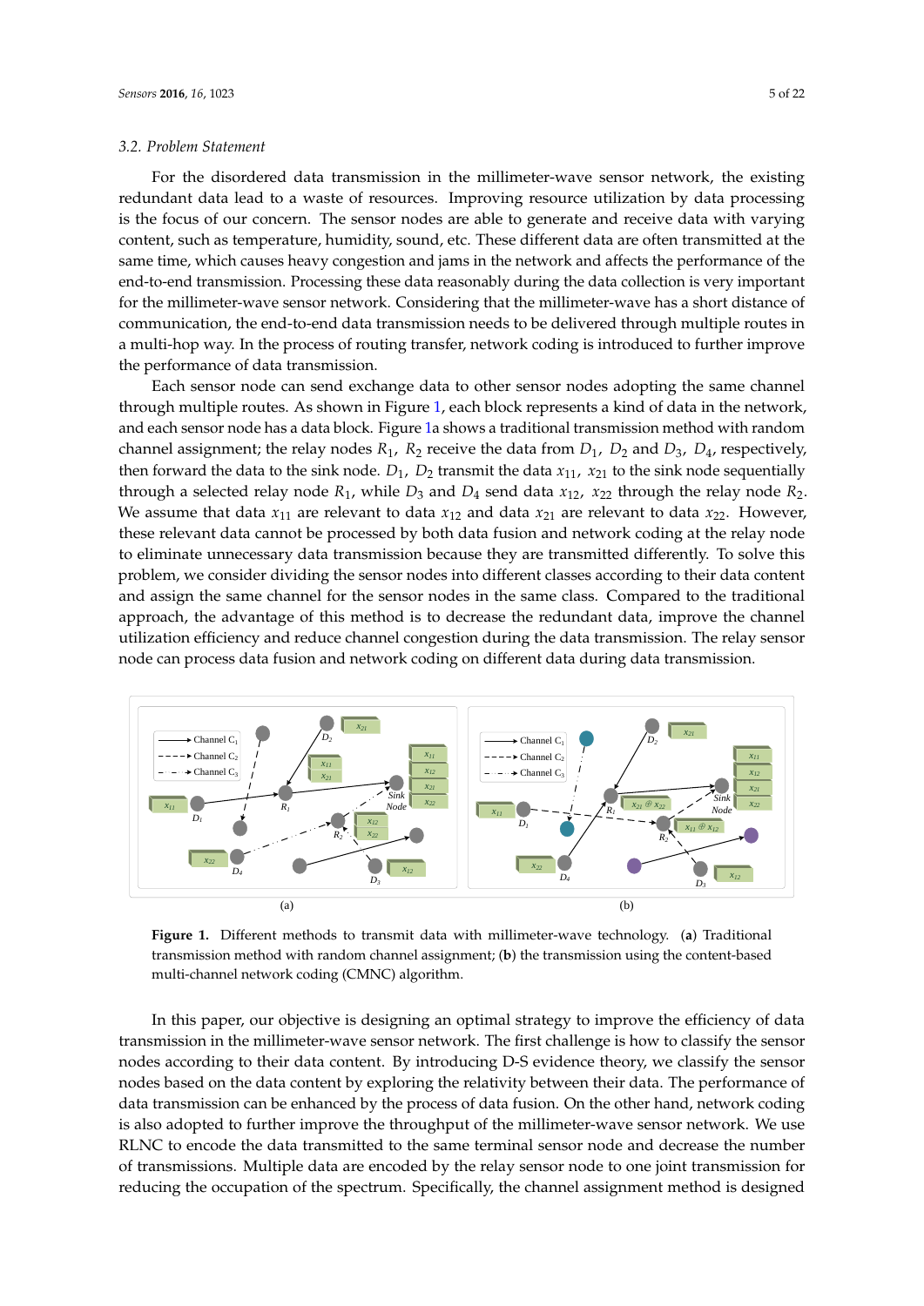### 3.2. Problem Statement

For the disordered data transmission in the millimeter-wave sensor network, the existing redundant data lead to a waste of resources. Improving resource utilization by data processing is the focus of our concern. The sensor nodes are able to generate and receive data with varying content, such as temperature, humidity, sound, etc. These different data are often transmitted at the same time, which causes heavy congestion and jams in the network and affects the performance of the end-to-end transmission. Processing these data reasonably during the data collection is very important for the millimeter-wave sensor network. Considering that the millimeter-wave has a short distance of communication, the end-to-end data transmission needs to be delivered through multiple routes in a multi-hop way. In the process of routing transfer, network coding is introduced to further improve the performance of data transmission.

Each sensor node can send exchange data to other sensor nodes adopting the same channel through multiple routes. As shown in Figure 1, each block represents a kind of data in the network, and each sensor node has a data block. Figure 1a shows a traditional transmission method with random channel assignment; the relay nodes $R_1$, $R_2$ receive the data from $D_1$, $D_2$ and $D_3$, $D_4$, respectively, then forward the data to the sink node. $D_1$, $D_2$ transmit the data $x_{11}$, $x_{21}$ to the sink node sequentially through a selected relay node $R_1$, while $D_3$ and $D_4$ send data $x_{12}$, $x_{22}$ through the relay node $R_2$. We assume that data $x_{11}$ are relevant to data $x_{12}$ and data $x_{21}$ are relevant to data $x_{22}$. However, these relevant data cannot be processed by both data fusion and network coding at the relay node to eliminate unnecessary data transmission because they are transmitted differently. To solve this problem, we consider dividing the sensor nodes into different classes according to their data content and assign the same channel for the sensor nodes in the same class. Compared to the traditional approach, the advantage of this method is to decrease the redundant data, improve the channel utilization efficiency and reduce channel congestion during the data transmission. The relay sensor node can process data fusion and network coding on different data during data transmission.

**Figure 1.** Different methods to transmit data with millimeter-wave technology. (**a**) Traditional transmission method with random channel assignment; (**b**) the transmission using the content-based multi-channel network coding (CMNC) algorithm.

In this paper, our objective is designing an optimal strategy to improve the efficiency of data transmission in the millimeter-wave sensor network. The first challenge is how to classify the sensor nodes according to their data content. By introducing D-S evidence theory, we classify the sensor nodes based on the data content by exploring the relativity between their data. The performance of data transmission can be enhanced by the process of data fusion. On the other hand, network coding is also adopted to further improve the throughput of the millimeter-wave sensor network. We use RLNC to encode the data transmitted to the same terminal sensor node and decrease the number of transmissions. Multiple data are encoded by the relay sensor node to one joint transmission for reducing the occupation of the spectrum. Specifically, the channel assignment method is designed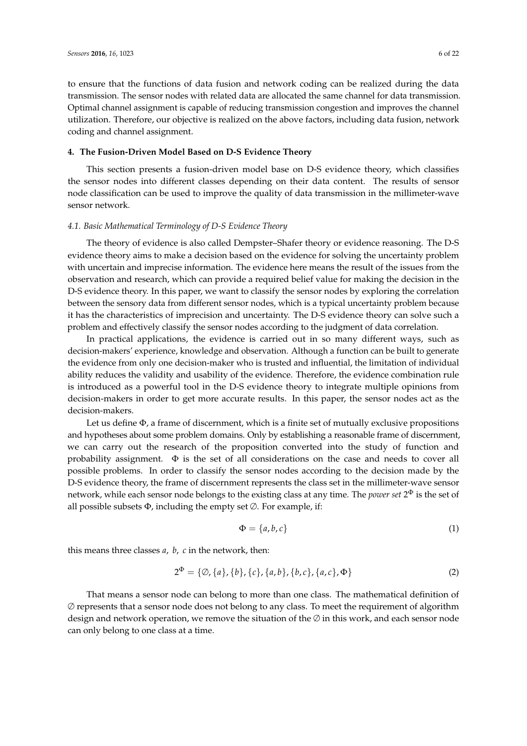to ensure that the functions of data fusion and network coding can be realized during the data transmission. The sensor nodes with related data are allocated the same channel for data transmission. Optimal channel assignment is capable of reducing transmission congestion and improves the channel utilization. Therefore, our objective is realized on the above factors, including data fusion, network coding and channel assignment.

## 4. The Fusion-Driven Model Based on D-S Evidence Theory

This section presents a fusion-driven model base on D-S evidence theory, which classifies the sensor nodes into different classes depending on their data content. The results of sensor node classification can be used to improve the quality of data transmission in the millimeter-wave sensor network.

### *4.1. Basic Mathematical Terminology of D-S Evidence Theory*

The theory of evidence is also called Dempster–Shafer theory or evidence reasoning. The D-S evidence theory aims to make a decision based on the evidence for solving the uncertainty problem with uncertain and imprecise information. The evidence here means the result of the issues from the observation and research, which can provide a required belief value for making the decision in the D-S evidence theory. In this paper, we want to classify the sensor nodes by exploring the correlation between the sensory data from different sensor nodes, which is a typical uncertainty problem because it has the characteristics of imprecision and uncertainty. The D-S evidence theory can solve such a problem and effectively classify the sensor nodes according to the judgment of data correlation.

In practical applications, the evidence is carried out in so many different ways, such as decision-makers' experience, knowledge and observation. Although a function can be built to generate the evidence from only one decision-maker who is trusted and influential, the limitation of individual ability reduces the validity and usability of the evidence. Therefore, the evidence combination rule is introduced as a powerful tool in the D-S evidence theory to integrate multiple opinions from decision-makers in order to get more accurate results. In this paper, the sensor nodes act as the decision-makers.

Let us define $\Phi$, a frame of discernment, which is a finite set of mutually exclusive propositions and hypotheses about some problem domains. Only by establishing a reasonable frame of discernment, we can carry out the research of the proposition converted into the study of function and probability assignment. $\Phi$ is the set of all considerations on the case and needs to cover all possible problems. In order to classify the sensor nodes according to the decision made by the D-S evidence theory, the frame of discernment represents the class set in the millimeter-wave sensor network, while each sensor node belongs to the existing class at any time. The *power set* $2^{\Phi}$ is the set of all possible subsets $\Phi$, including the empty set $\emptyset$. For example, if:

$$\Phi = \{a, b, c\} \tag{1}$$

this means three classes $a$, $b$, $c$ in the network, then:

$$2^{\Phi} = \{\emptyset, \{a\}, \{b\}, \{c\}, \{a, b\}, \{b, c\}, \{a, c\}, \Phi\} \tag{2}$$

That means a sensor node can belong to more than one class. The mathematical definition of $\emptyset$ represents that a sensor node does not belong to any class. To meet the requirement of algorithm design and network operation, we remove the situation of the $\emptyset$ in this work, and each sensor node can only belong to one class at a time.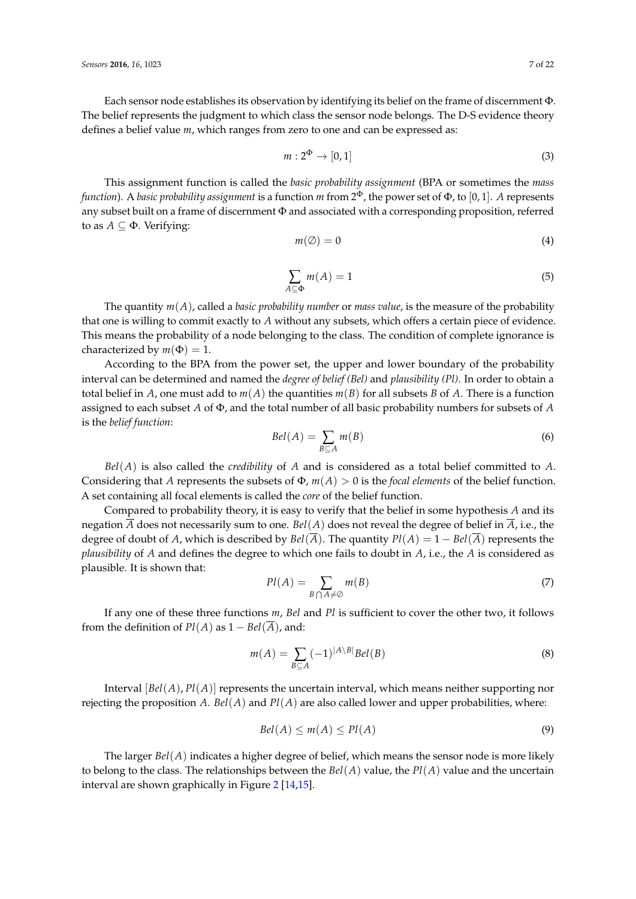Each sensor node establishes its observation by identifying its belief on the frame of discernment $\Phi$. The belief represents the judgment to which class the sensor node belongs. The D-S evidence theory defines a belief value $m$, which ranges from zero to one and can be expressed as:

$$m : 2^{\Phi} \rightarrow [0, 1] \tag{3}$$

This assignment function is called the *basic probability assignment* (BPA or sometimes the *mass function*). A *basic probability assignment* is a function $m$ from $2^{\Phi}$, the power set of $\Phi$, to $[0, 1]$. $A$ represents any subset built on a frame of discernment $\Phi$ and associated with a corresponding proposition, referred to as $A \subseteq \Phi$. Verifying:

$$m(\emptyset) = 0 \tag{4}$$

$$\sum_{A \subseteq \Phi} m(A) = 1 \tag{5}$$

The quantity $m(A)$, called a *basic probability number* or *mass value*, is the measure of the probability that one is willing to commit exactly to $A$ without any subsets, which offers a certain piece of evidence. This means the probability of a node belonging to the class. The condition of complete ignorance is characterized by $m(\Phi) = 1$.

According to the BPA from the power set, the upper and lower boundary of the probability interval can be determined and named the *degree of belief (Bel)* and *plausibility (Pl)*. In order to obtain a total belief in $A$, one must add to $m(A)$ the quantities $m(B)$ for all subsets $B$ of $A$. There is a function assigned to each subset $A$ of $\Phi$, and the total number of all basic probability numbers for subsets of $A$ is the *belief function*:

$$Bel(A) = \sum_{B \subseteq A} m(B) \tag{6}$$

$Bel(A)$ is also called the *credibility* of $A$ and is considered as a total belief committed to $A$. Considering that $A$ represents the subsets of $\Phi$, $m(A) > 0$ is the *focal elements* of the belief function. A set containing all focal elements is called the *core* of the belief function.

Compared to probability theory, it is easy to verify that the belief in some hypothesis $A$ and its negation $\overline{A}$ does not necessarily sum to one. $Bel(A)$ does not reveal the degree of belief in $\overline{A}$, i.e., the degree of doubt of $A$, which is described by $Bel(\overline{A})$. The quantity $Pl(A) = 1 - Bel(\overline{A})$ represents the *plausibility* of $A$ and defines the degree to which one fails to doubt in $A$, i.e., the $A$ is considered as plausible. It is shown that:

$$Pl(A) = \sum_{B \cap A \neq \emptyset} m(B) \tag{7}$$

If any one of these three functions $m$, $Bel$ and $Pl$ is sufficient to cover the other two, it follows from the definition of $Pl(A)$ as $1 - Bel(\overline{A})$, and:

$$m(A) = \sum_{B \subseteq A} (-1)^{|A \setminus B|} Bel(B) \tag{8}$$

Interval $[Bel(A), Pl(A)]$ represents the uncertain interval, which means neither supporting nor rejecting the proposition $A$. $Bel(A)$ and $Pl(A)$ are also called lower and upper probabilities, where:

$$Bel(A) \leq m(A) \leq Pl(A) \tag{9}$$

The larger $Bel(A)$ indicates a higher degree of belief, which means the sensor node is more likely to belong to the class. The relationships between the $Bel(A)$ value, the $Pl(A)$ value and the uncertain interval are shown graphically in Figure 2 [14,15].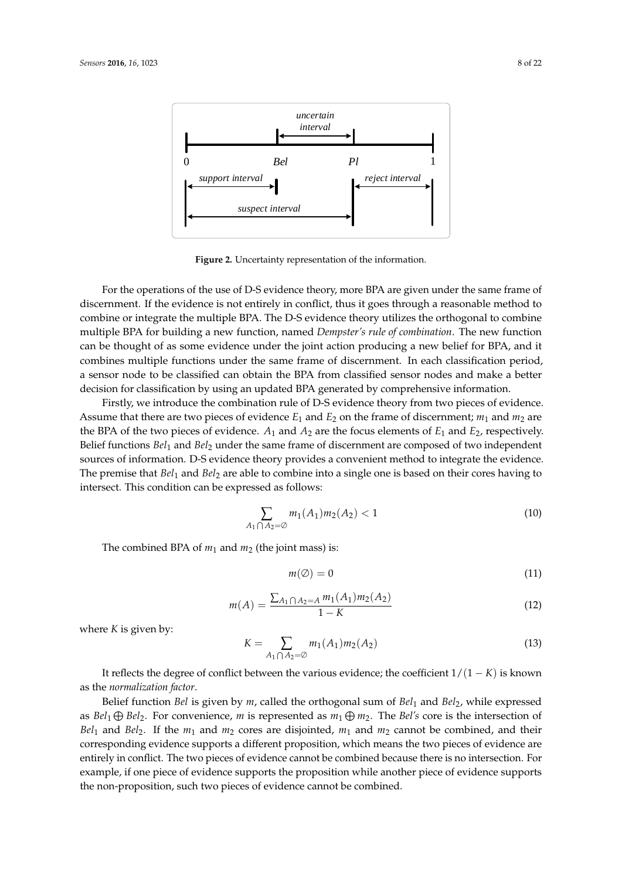**Figure 2.** Uncertainty representation of the information.

For the operations of the use of D-S evidence theory, more BPA are given under the same frame of discernment. If the evidence is not entirely in conflict, thus it goes through a reasonable method to combine or integrate the multiple BPA. The D-S evidence theory utilizes the orthogonal to combine multiple BPA for building a new function, named *Dempster's rule of combination*. The new function can be thought of as some evidence under the joint action producing a new belief for BPA, and it combines multiple functions under the same frame of discernment. In each classification period, a sensor node to be classified can obtain the BPA from classified sensor nodes and make a better decision for classification by using an updated BPA generated by comprehensive information.

Firstly, we introduce the combination rule of D-S evidence theory from two pieces of evidence. Assume that there are two pieces of evidence $E_1$ and $E_2$ on the frame of discernment; $m_1$ and $m_2$ are the BPA of the two pieces of evidence. $A_1$ and $A_2$ are the focus elements of $E_1$ and $E_2$, respectively. Belief functions $Bel_1$ and $Bel_2$ under the same frame of discernment are composed of two independent sources of information. D-S evidence theory provides a convenient method to integrate the evidence. The premise that $Bel_1$ and $Bel_2$ are able to combine into a single one is based on their cores having to intersect. This condition can be expressed as follows:

$$\sum_{A_1 \bigcap A_2 = \emptyset} m_1(A_1)m_2(A_2) < 1 \tag{10}$$

The combined BPA of $m_1$ and $m_2$ (the joint mass) is:

$$m(\emptyset) = 0 \tag{11}$$

$$m(A) = \frac{\sum_{A_1 \bigcap A_2 = A} m_1(A_1)m_2(A_2)}{1 - K} \tag{12}$$

where $K$ is given by:

$$K = \sum_{A_1 \bigcap A_2 = \emptyset} m_1(A_1)m_2(A_2) \tag{13}$$

It reflects the degree of conflict between the various evidence; the coefficient $1/(1-K)$ is known as the *normalization factor*.

Belief function $Bel$ is given by $m$, called the orthogonal sum of $Bel_1$ and $Bel_2$, while expressed as $Bel_1 \bigoplus Bel_2$. For convenience, $m$ is represented as $m_1 \bigoplus m_2$. The *Bel's* core is the intersection of $Bel_1$ and $Bel_2$. If the $m_1$ and $m_2$ cores are disjointed, $m_1$ and $m_2$ cannot be combined, and their corresponding evidence supports a different proposition, which means the two pieces of evidence are entirely in conflict. The two pieces of evidence cannot be combined because there is no intersection. For example, if one piece of evidence supports the proposition while another piece of evidence supports the non-proposition, such two pieces of evidence cannot be combined.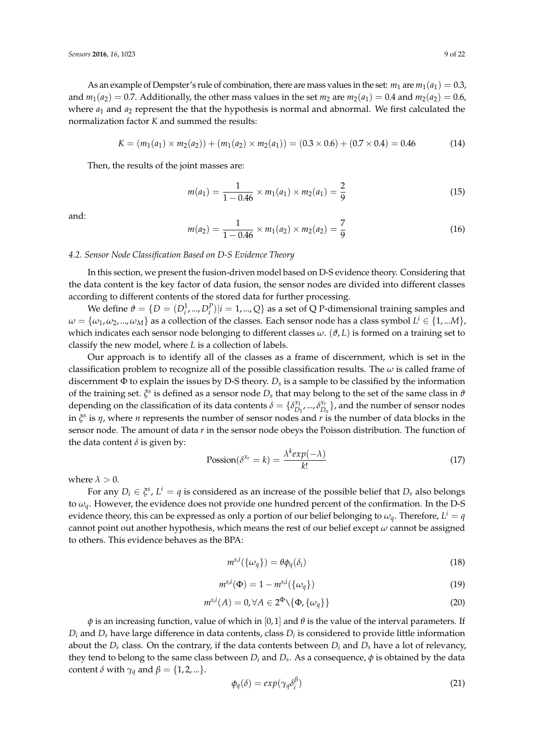As an example of Dempster's rule of combination, there are mass values in the set: $m_1$ are $m_1(a_1) = 0.3$, and $m_1(a_2) = 0.7$. Additionally, the other mass values in the set $m_2$ are $m_2(a_1) = 0.4$ and $m_2(a_2) = 0.6$, where $a_1$ and $a_2$ represent the that the hypothesis is normal and abnormal. We first calculated the normalization factor $K$ and summed the results:

$$K = (m_1(a_1) \times m_2(a_2)) + (m_1(a_2) \times m_2(a_1)) = (0.3 \times 0.6) + (0.7 \times 0.4) = 0.46 \tag{14}$$

Then, the results of the joint masses are:

$$m(a_1) = \frac{1}{1 - 0.46} \times m_1(a_1) \times m_2(a_1) = \frac{2}{9} \tag{15}$$

and:

$$m(a_2) = \frac{1}{1 - 0.46} \times m_1(a_2) \times m_2(a_2) = \frac{7}{9} \tag{16}$$

### 4.2. Sensor Node Classification Based on D-S Evidence Theory

In this section, we present the fusion-driven model based on D-S evidence theory. Considering that the data content is the key factor of data fusion, the sensor nodes are divided into different classes according to different contents of the stored data for further processing.

We define $\vartheta = \{D = (D_i^1, ..., D_i^P) | i = 1, ..., Q\}$ as a set of Q P-dimensional training samples and $\omega = \{\omega_1, \omega_2, ..., \omega_M\}$ as a collection of the classes. Each sensor node has a class symbol $L^i \in \{1, ...M\}$, which indicates each sensor node belonging to different classes $\omega$. $(\vartheta, L)$ is formed on a training set to classify the new model, where $L$ is a collection of labels.

Our approach is to identify all of the classes as a frame of discernment, which is set in the classification problem to recognize all of the possible classification results. The $\omega$ is called frame of discernment $\Phi$ to explain the issues by D-S theory. $D_s$ is a sample to be classified by the information of the training set. $\xi^s$ is defined as a sensor node $D_s$ that may belong to the set of the same class in $\vartheta$ depending on the classification of its data contents $\delta = \{\delta_{D_1}^{x_1}, ..., \delta_{D_n}^{x_r}\}$, and the number of sensor nodes in $\xi^s$ is $\eta$, where $n$ represents the number of sensor nodes and $r$ is the number of data blocks in the sensor node. The amount of data $r$ in the sensor node obeys the Poisson distribution. The function of the data content $\delta$ is given by:

$$\text{Possion}(\delta^{x_r} = k) = \frac{\lambda^k exp(-\lambda)}{k!} \tag{17}$$

where $\lambda > 0$.

For any $D_i \in \xi^s$, $L^i = q$ is considered as an increase of the possible belief that $D_s$ also belongs to $\omega_q$. However, the evidence does not provide one hundred percent of the confirmation. In the D-S evidence theory, this can be expressed as only a portion of our belief belonging to $\omega_q$. Therefore, $L^i = q$ cannot point out another hypothesis, which means the rest of our belief except $\omega$ cannot be assigned to others. This evidence behaves as the BPA:

$$m^{s,i}(\{\omega_q\}) = \theta\phi_q(\delta_i) \tag{18}$$

$$m^{s,i}(\Phi) = 1 - m^{s,i}(\{\omega_q\}) \tag{19}$$

$$m^{s,i}(A) = 0, \forall A \in 2^{\Phi} \backslash \{\Phi, \{\omega_q\}\} \tag{20}$$

$\phi$ is an increasing function, value of which in $[0, 1]$ and $\theta$ is the value of the interval parameters. If $D_i$ and $D_s$ have large difference in data contents, class $D_i$ is considered to provide little information about the $D_s$ class. On the contrary, if the data contents between $D_i$ and $D_s$ have a lot of relevancy, they tend to belong to the same class between $D_i$ and $D_s$. As a consequence, $\phi$ is obtained by the data content $\delta$ with $\gamma_q$ and $\beta = \{1, 2, ...\}$.

$$\phi_q(\delta) = exp(\gamma_q \delta_i^{\beta}) \tag{21}$$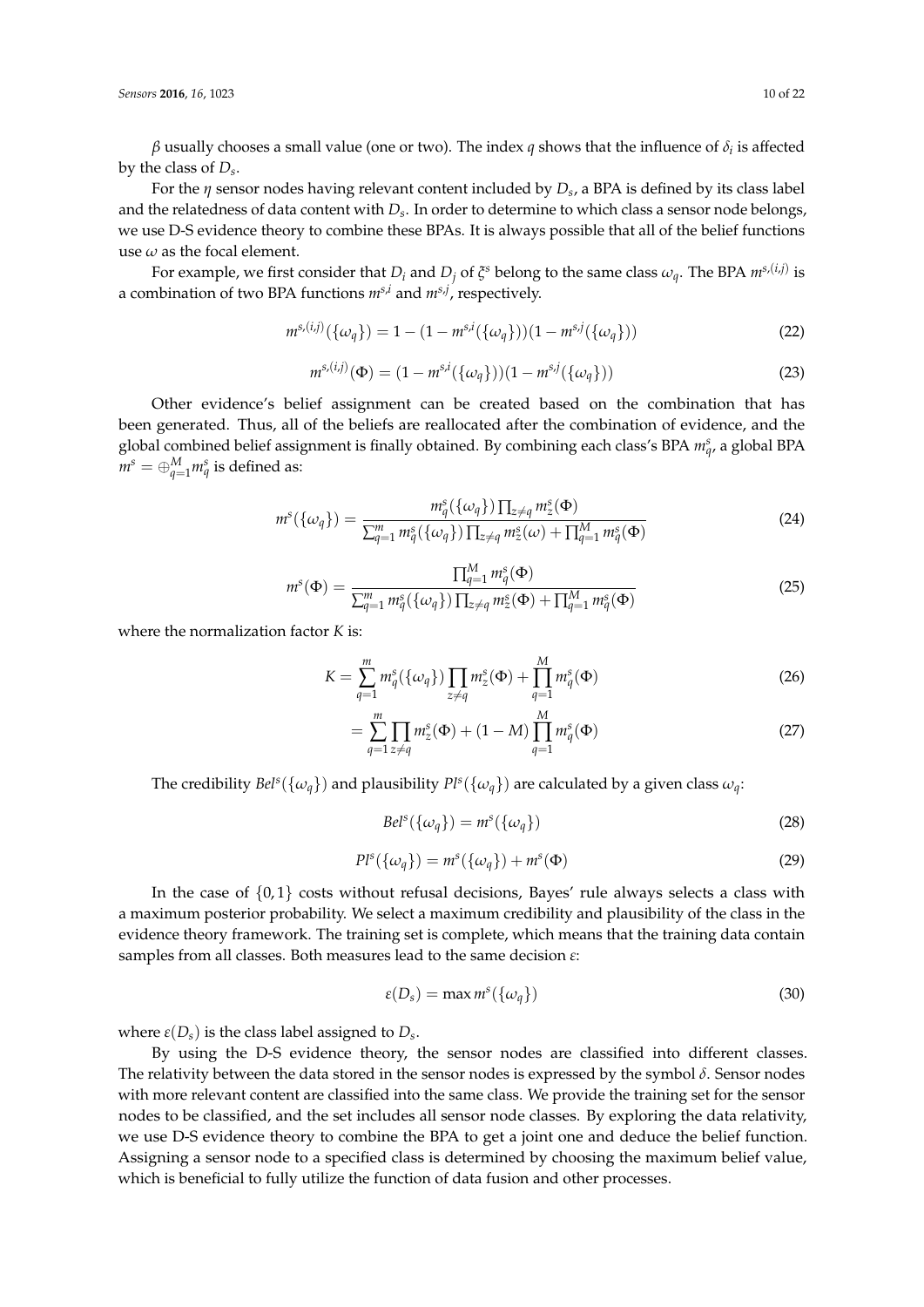$\beta$ usually chooses a small value (one or two). The index $q$ shows that the influence of $\delta_i$ is affected by the class of $D_s$.

For the $\eta$ sensor nodes having relevant content included by $D_s$, a BPA is defined by its class label and the relatedness of data content with $D_s$. In order to determine to which class a sensor node belongs, we use D-S evidence theory to combine these BPAs. It is always possible that all of the belief functions use $\omega$ as the focal element.

For example, we first consider that $D_i$ and $D_j$ of $\xi^s$ belong to the same class $\omega_q$. The BPA $m^{s,(i,j)}$ is a combination of two BPA functions $m^{s,i}$ and $m^{s,j}$, respectively.

$$m^{s,(i,j)}(\{\omega_q\}) = 1 - (1 - m^{s,i}(\{\omega_q\}))(1 - m^{s,j}(\{\omega_q\})) \tag{22}$$

$$m^{s,(i,j)}(\Phi) = (1 - m^{s,i}(\{\omega_q\}))(1 - m^{s,j}(\{\omega_q\})) \tag{23}$$

Other evidence's belief assignment can be created based on the combination that has been generated. Thus, all of the beliefs are reallocated after the combination of evidence, and the global combined belief assignment is finally obtained. By combining each class's BPA $m_q^s$, a global BPA $m^s = \oplus_{q=1}^{M} m_q^s$ is defined as:

$$m^s(\{\omega_q\}) = \frac{m_q^s(\{\omega_q\}) \prod_{z \neq q} m_z^s(\Phi)}{\sum_{q=1}^{m} m_q^s(\{\omega_q\}) \prod_{z \neq q} m_z^s(\omega) + \prod_{q=1}^{M} m_q^s(\Phi)} \tag{24}$$

$$m^s(\Phi) = \frac{\prod_{q=1}^{M} m_q^s(\Phi)}{\sum_{q=1}^{m} m_q^s(\{\omega_q\}) \prod_{z \neq q} m_z^s(\Phi) + \prod_{q=1}^{M} m_q^s(\Phi)} \tag{25}$$

where the normalization factor $K$ is:

$$K = \sum_{q=1}^{m} m_q^s(\{\omega_q\}) \prod_{z \neq q} m_z^s(\Phi) + \prod_{q=1}^{M} m_q^s(\Phi) \tag{26}$$

$$= \sum_{q=1}^{m} \prod_{z \neq q} m_z^s(\Phi) + (1 - M) \prod_{q=1}^{M} m_q^s(\Phi) \tag{27}$$

The credibility $Bel^s(\{\omega_q\})$ and plausibility $Pl^s(\{\omega_q\})$ are calculated by a given class $\omega_q$:

$$Bel^s(\{\omega_q\}) = m^s(\{\omega_q\}) \tag{28}$$

$$Pl^s(\{\omega_q\}) = m^s(\{\omega_q\}) + m^s(\Phi) \tag{29}$$

In the case of $\{0, 1\}$ costs without refusal decisions, Bayes' rule always selects a class with a maximum posterior probability. We select a maximum credibility and plausibility of the class in the evidence theory framework. The training set is complete, which means that the training data contain samples from all classes. Both measures lead to the same decision $\varepsilon$:

$$\varepsilon(D_s) = \max m^s(\{\omega_q\}) \tag{30}$$

where $\varepsilon(D_s)$ is the class label assigned to $D_s$.

By using the D-S evidence theory, the sensor nodes are classified into different classes. The relativity between the data stored in the sensor nodes is expressed by the symbol $\delta$. Sensor nodes with more relevant content are classified into the same class. We provide the training set for the sensor nodes to be classified, and the set includes all sensor node classes. By exploring the data relativity, we use D-S evidence theory to combine the BPA to get a joint one and deduce the belief function. Assigning a sensor node to a specified class is determined by choosing the maximum belief value, which is beneficial to fully utilize the function of data fusion and other processes.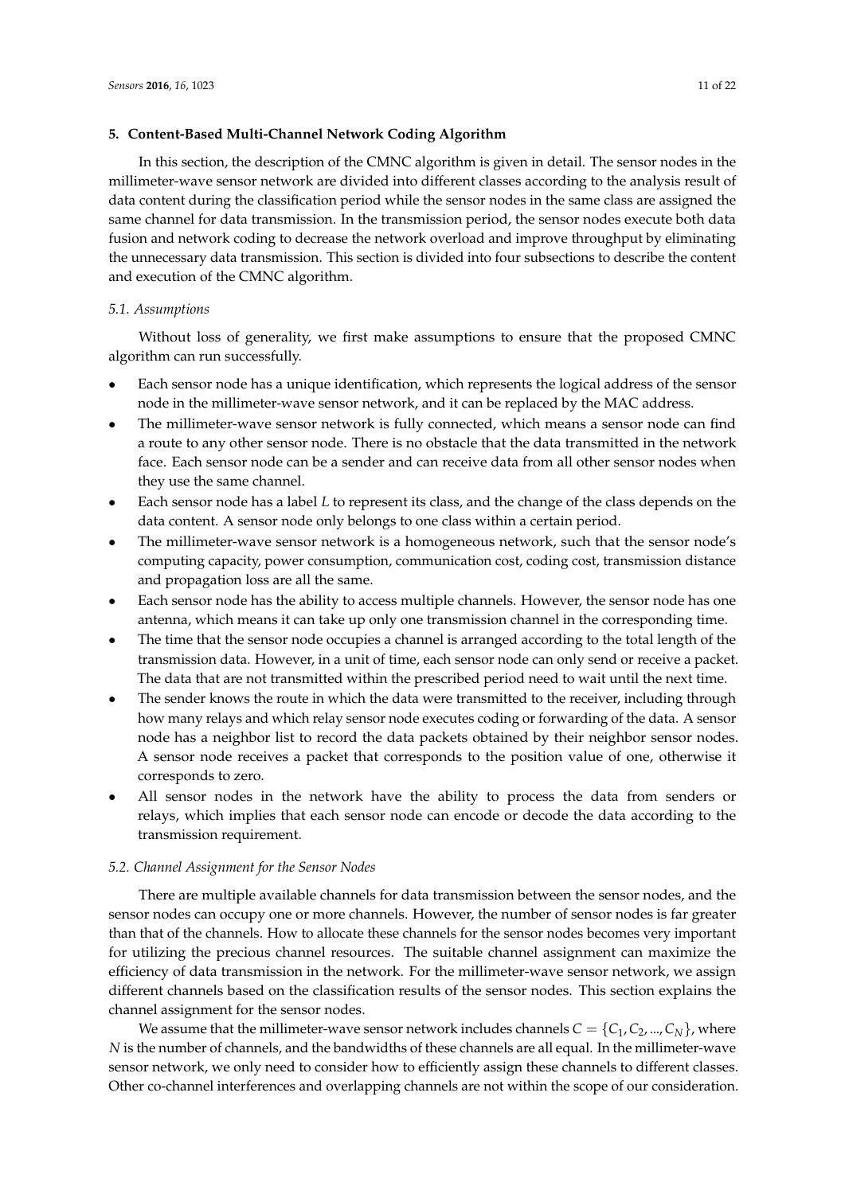## 5. Content-Based Multi-Channel Network Coding Algorithm

In this section, the description of the CMNC algorithm is given in detail. The sensor nodes in the millimeter-wave sensor network are divided into different classes according to the analysis result of data content during the classification period while the sensor nodes in the same class are assigned the same channel for data transmission. In the transmission period, the sensor nodes execute both data fusion and network coding to decrease the network overload and improve throughput by eliminating the unnecessary data transmission. This section is divided into four subsections to describe the content and execution of the CMNC algorithm.

### 5.1. Assumptions

Without loss of generality, we first make assumptions to ensure that the proposed CMNC algorithm can run successfully.

- Each sensor node has a unique identification, which represents the logical address of the sensor node in the millimeter-wave sensor network, and it can be replaced by the MAC address.
- The millimeter-wave sensor network is fully connected, which means a sensor node can find a route to any other sensor node. There is no obstacle that the data transmitted in the network face. Each sensor node can be a sender and can receive data from all other sensor nodes when they use the same channel.
- Each sensor node has a label $L$ to represent its class, and the change of the class depends on the data content. A sensor node only belongs to one class within a certain period.
- The millimeter-wave sensor network is a homogeneous network, such that the sensor node's computing capacity, power consumption, communication cost, coding cost, transmission distance and propagation loss are all the same.
- Each sensor node has the ability to access multiple channels. However, the sensor node has one antenna, which means it can take up only one transmission channel in the corresponding time.
- The time that the sensor node occupies a channel is arranged according to the total length of the transmission data. However, in a unit of time, each sensor node can only send or receive a packet. The data that are not transmitted within the prescribed period need to wait until the next time.
- The sender knows the route in which the data were transmitted to the receiver, including through how many relays and which relay sensor node executes coding or forwarding of the data. A sensor node has a neighbor list to record the data packets obtained by their neighbor sensor nodes. A sensor node receives a packet that corresponds to the position value of one, otherwise it corresponds to zero.
- All sensor nodes in the network have the ability to process the data from senders or relays, which implies that each sensor node can encode or decode the data according to the transmission requirement.

### 5.2. Channel Assignment for the Sensor Nodes

There are multiple available channels for data transmission between the sensor nodes, and the sensor nodes can occupy one or more channels. However, the number of sensor nodes is far greater than that of the channels. How to allocate these channels for the sensor nodes becomes very important for utilizing the precious channel resources. The suitable channel assignment can maximize the efficiency of data transmission in the network. For the millimeter-wave sensor network, we assign different channels based on the classification results of the sensor nodes. This section explains the channel assignment for the sensor nodes.

We assume that the millimeter-wave sensor network includes channels $C = \{C_1, C_2, ..., C_N\}$, where $N$ is the number of channels, and the bandwidths of these channels are all equal. In the millimeter-wave sensor network, we only need to consider how to efficiently assign these channels to different classes. Other co-channel interferences and overlapping channels are not within the scope of our consideration.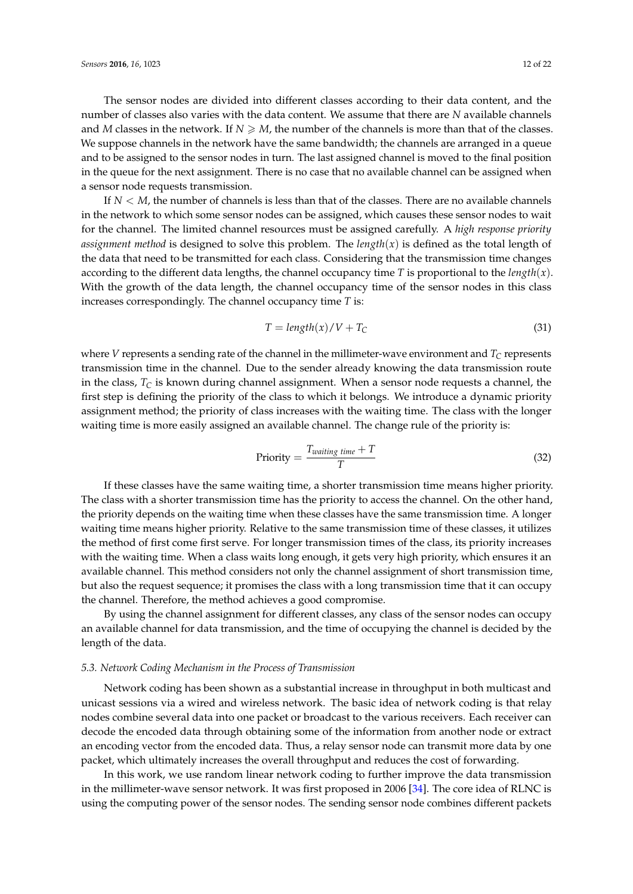The sensor nodes are divided into different classes according to their data content, and the number of classes also varies with the data content. We assume that there are $N$ available channels and $M$ classes in the network. If $N \geqslant M$, the number of the channels is more than that of the classes. We suppose channels in the network have the same bandwidth; the channels are arranged in a queue and to be assigned to the sensor nodes in turn. The last assigned channel is moved to the final position in the queue for the next assignment. There is no case that no available channel can be assigned when a sensor node requests transmission.

If $N < M$, the number of channels is less than that of the classes. There are no available channels in the network to which some sensor nodes can be assigned, which causes these sensor nodes to wait for the channel. The limited channel resources must be assigned carefully. A *high response priority assignment method* is designed to solve this problem. The $length(x)$ is defined as the total length of the data that need to be transmitted for each class. Considering that the transmission time changes according to the different data lengths, the channel occupancy time $T$ is proportional to the $length(x)$. With the growth of the data length, the channel occupancy time of the sensor nodes in this class increases correspondingly. The channel occupancy time $T$ is:

$$T = length(x)/V + T_C \tag{31}$$

where $V$ represents a sending rate of the channel in the millimeter-wave environment and $T_C$ represents transmission time in the channel. Due to the sender already knowing the data transmission route in the class, $T_C$ is known during channel assignment. When a sensor node requests a channel, the first step is defining the priority of the class to which it belongs. We introduce a dynamic priority assignment method; the priority of class increases with the waiting time. The class with the longer waiting time is more easily assigned an available channel. The change rule of the priority is:

$$\text{Priority} = \frac{T_{waiting\ time} + T}{T} \tag{32}$$

If these classes have the same waiting time, a shorter transmission time means higher priority. The class with a shorter transmission time has the priority to access the channel. On the other hand, the priority depends on the waiting time when these classes have the same transmission time. A longer waiting time means higher priority. Relative to the same transmission time of these classes, it utilizes the method of first come first serve. For longer transmission times of the class, its priority increases with the waiting time. When a class waits long enough, it gets very high priority, which ensures it an available channel. This method considers not only the channel assignment of short transmission time, but also the request sequence; it promises the class with a long transmission time that it can occupy the channel. Therefore, the method achieves a good compromise.

By using the channel assignment for different classes, any class of the sensor nodes can occupy an available channel for data transmission, and the time of occupying the channel is decided by the length of the data.

### 5.3. Network Coding Mechanism in the Process of Transmission

Network coding has been shown as a substantial increase in throughput in both multicast and unicast sessions via a wired and wireless network. The basic idea of network coding is that relay nodes combine several data into one packet or broadcast to the various receivers. Each receiver can decode the encoded data through obtaining some of the information from another node or extract an encoding vector from the encoded data. Thus, a relay sensor node can transmit more data by one packet, which ultimately increases the overall throughput and reduces the cost of forwarding.

In this work, we use random linear network coding to further improve the data transmission in the millimeter-wave sensor network. It was first proposed in 2006 [34]. The core idea of RLNC is using the computing power of the sensor nodes. The sending sensor node combines different packets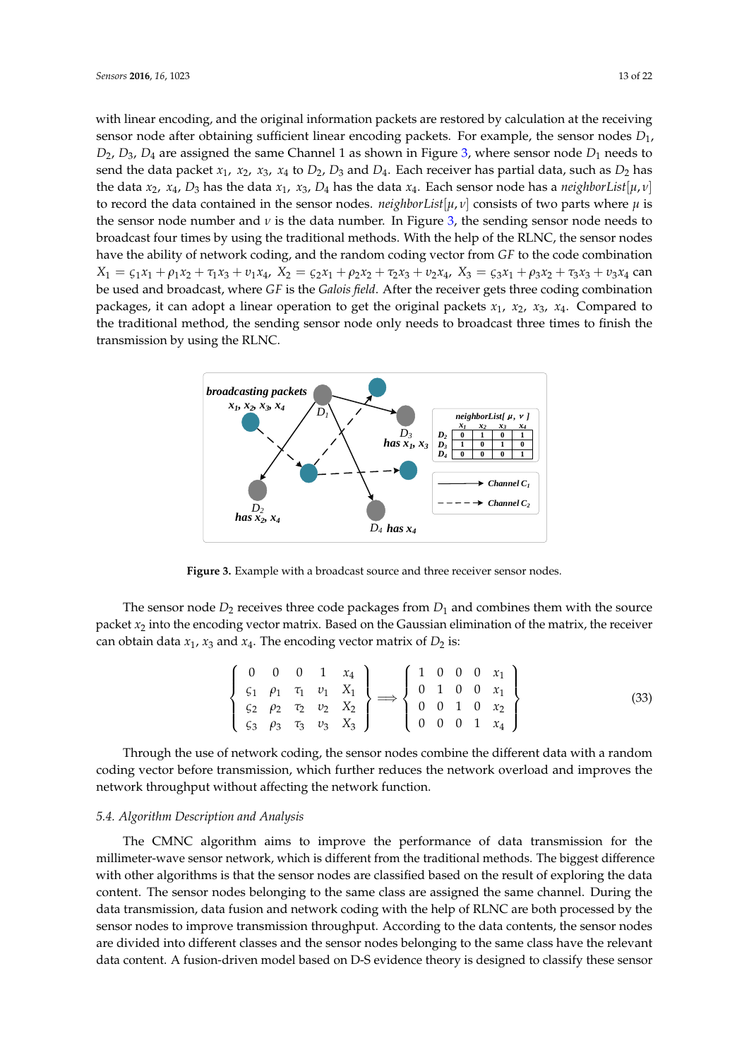with linear encoding, and the original information packets are restored by calculation at the receiving sensor node after obtaining sufficient linear encoding packets. For example, the sensor nodes $D_1$, $D_2$, $D_3$, $D_4$ are assigned the same Channel 1 as shown in Figure 3, where sensor node $D_1$ needs to send the data packet $x_1$, $x_2$, $x_3$, $x_4$ to $D_2$, $D_3$ and $D_4$. Each receiver has partial data, such as $D_2$ has the data $x_2$, $x_4$, $D_3$ has the data $x_1$, $x_3$, $D_4$ has the data $x_4$. Each sensor node has a $neighborList[\mu, \nu]$ to record the data contained in the sensor nodes. $neighborList[\mu, \nu]$ consists of two parts where $\mu$ is the sensor node number and $\nu$ is the data number. In Figure 3, the sending sensor node needs to broadcast four times by using the traditional methods. With the help of the RLNC, the sensor nodes have the ability of network coding, and the random coding vector from *GF* to the code combination $X_1 = \varsigma_1 x_1 + \rho_1 x_2 + \tau_1 x_3 + \upsilon_1 x_4$, $X_2 = \varsigma_2 x_1 + \rho_2 x_2 + \tau_2 x_3 + \upsilon_2 x_4$, $X_3 = \varsigma_3 x_1 + \rho_3 x_2 + \tau_3 x_3 + \upsilon_3 x_4$ can be used and broadcast, where *GF* is the *Galois field*. After the receiver gets three coding combination packages, it can adopt a linear operation to get the original packets $x_1$, $x_2$, $x_3$, $x_4$. Compared to the traditional method, the sending sensor node only needs to broadcast three times to finish the transmission by using the RLNC.

**Figure 3.** Example with a broadcast source and three receiver sensor nodes.

The sensor node $D_2$ receives three code packages from $D_1$ and combines them with the source packet $x_2$ into the encoding vector matrix. Based on the Gaussian elimination of the matrix, the receiver can obtain data $x_1$, $x_3$ and $x_4$. The encoding vector matrix of $D_2$ is:

$$\begin{Bmatrix} 0 & 0 & 0 & 1 & x_4 \\ \varsigma_1 & \rho_1 & \tau_1 & \upsilon_1 & X_1 \\ \varsigma_2 & \rho_2 & \tau_2 & \upsilon_2 & X_2 \\ \varsigma_3 & \rho_3 & \tau_3 & \upsilon_3 & X_3 \end{Bmatrix} \Longrightarrow \begin{Bmatrix} 1 & 0 & 0 & 0 & x_1 \\ 0 & 1 & 0 & 0 & x_1 \\ 0 & 0 & 1 & 0 & x_2 \\ 0 & 0 & 0 & 1 & x_4 \end{Bmatrix} \tag{33}$$

Through the use of network coding, the sensor nodes combine the different data with a random coding vector before transmission, which further reduces the network overload and improves the network throughput without affecting the network function.

### 5.4. Algorithm Description and Analysis

The CMNC algorithm aims to improve the performance of data transmission for the millimeter-wave sensor network, which is different from the traditional methods. The biggest difference with other algorithms is that the sensor nodes are classified based on the result of exploring the data content. The sensor nodes belonging to the same class are assigned the same channel. During the data transmission, data fusion and network coding with the help of RLNC are both processed by the sensor nodes to improve transmission throughput. According to the data contents, the sensor nodes are divided into different classes and the sensor nodes belonging to the same class have the relevant data content. A fusion-driven model based on D-S evidence theory is designed to classify these sensor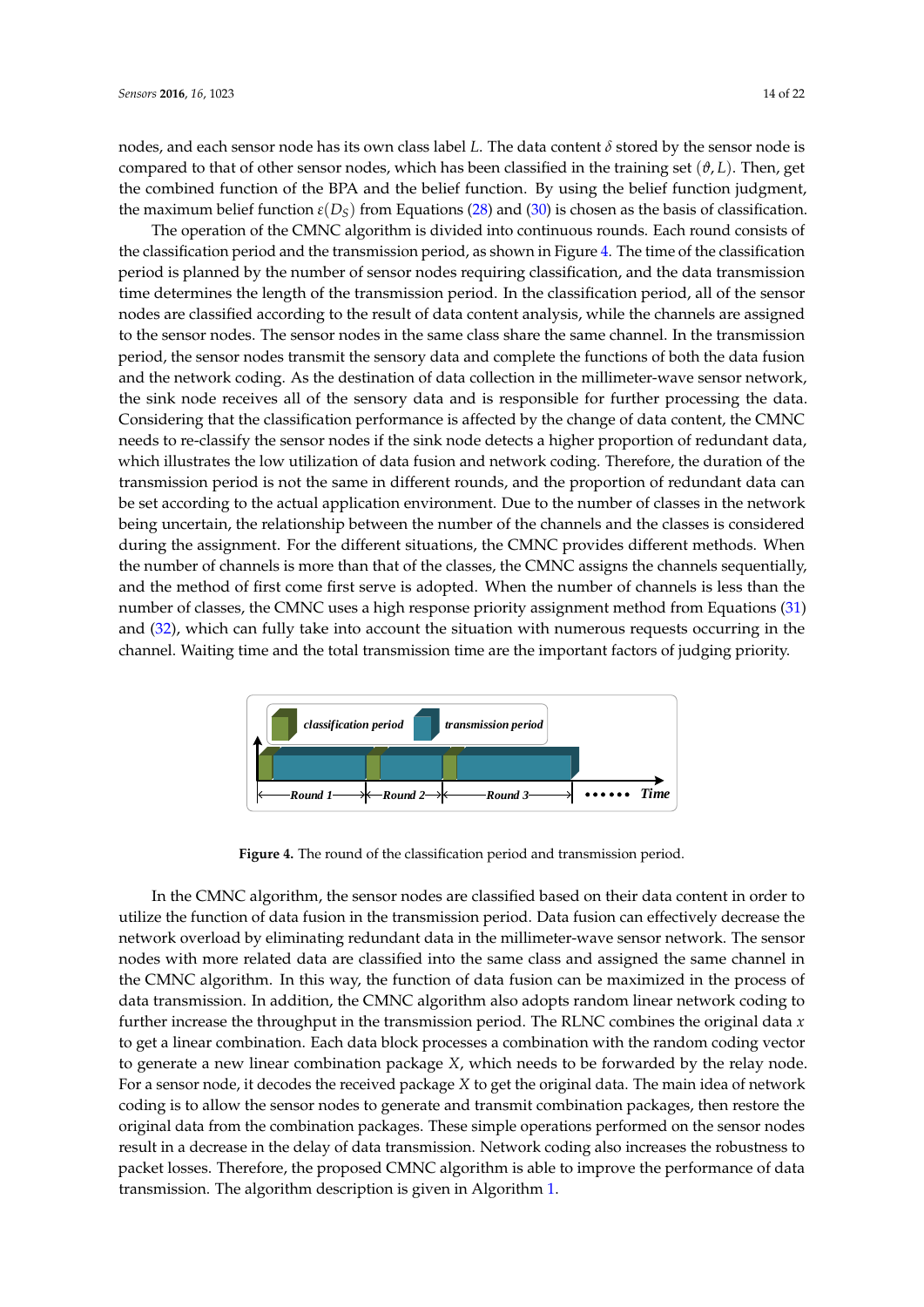nodes, and each sensor node has its own class label $L$. The data content $\delta$ stored by the sensor node is compared to that of other sensor nodes, which has been classified in the training set $(\vartheta, L)$. Then, get the combined function of the BPA and the belief function. By using the belief function judgment, the maximum belief function $\varepsilon(D_S)$ from Equations (28) and (30) is chosen as the basis of classification.

The operation of the CMNC algorithm is divided into continuous rounds. Each round consists of the classification period and the transmission period, as shown in Figure 4. The time of the classification period is planned by the number of sensor nodes requiring classification, and the data transmission time determines the length of the transmission period. In the classification period, all of the sensor nodes are classified according to the result of data content analysis, while the channels are assigned to the sensor nodes. The sensor nodes in the same class share the same channel. In the transmission period, the sensor nodes transmit the sensory data and complete the functions of both the data fusion and the network coding. As the destination of data collection in the millimeter-wave sensor network, the sink node receives all of the sensory data and is responsible for further processing the data. Considering that the classification performance is affected by the change of data content, the CMNC needs to re-classify the sensor nodes if the sink node detects a higher proportion of redundant data, which illustrates the low utilization of data fusion and network coding. Therefore, the duration of the transmission period is not the same in different rounds, and the proportion of redundant data can be set according to the actual application environment. Due to the number of classes in the network being uncertain, the relationship between the number of the channels and the classes is considered during the assignment. For the different situations, the CMNC provides different methods. When the number of channels is more than that of the classes, the CMNC assigns the channels sequentially, and the method of first come first serve is adopted. When the number of channels is less than the number of classes, the CMNC uses a high response priority assignment method from Equations (31) and (32), which can fully take into account the situation with numerous requests occurring in the channel. Waiting time and the total transmission time are the important factors of judging priority.

**Figure 4.** The round of the classification period and transmission period.

In the CMNC algorithm, the sensor nodes are classified based on their data content in order to utilize the function of data fusion in the transmission period. Data fusion can effectively decrease the network overload by eliminating redundant data in the millimeter-wave sensor network. The sensor nodes with more related data are classified into the same class and assigned the same channel in the CMNC algorithm. In this way, the function of data fusion can be maximized in the process of data transmission. In addition, the CMNC algorithm also adopts random linear network coding to further increase the throughput in the transmission period. The RLNC combines the original data $x$ to get a linear combination. Each data block processes a combination with the random coding vector to generate a new linear combination package $X$, which needs to be forwarded by the relay node. For a sensor node, it decodes the received package $X$ to get the original data. The main idea of network coding is to allow the sensor nodes to generate and transmit combination packages, then restore the original data from the combination packages. These simple operations performed on the sensor nodes result in a decrease in the delay of data transmission. Network coding also increases the robustness to packet losses. Therefore, the proposed CMNC algorithm is able to improve the performance of data transmission. The algorithm description is given in Algorithm 1.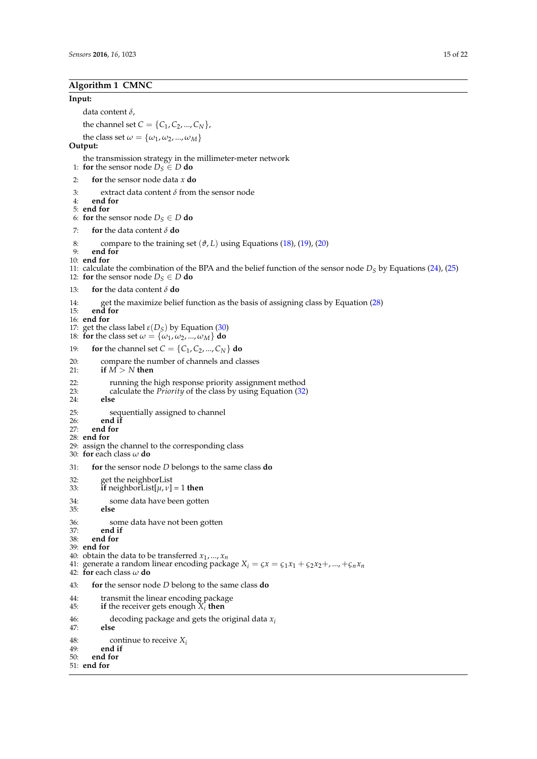**Algorithm 1 CMNC**

**Input:**

data content $\delta$,

the channel set $C = \{C_1, C_2, ..., C_N\}$,

the class set $\omega = \{\omega_1, \omega_2, ..., \omega_M\}$

**Output:**

the transmission strategy in the millimeter-meter network

```
1:  for the sensor node D_S ∈ D do
2:      for the sensor node data x do
3:          extract data content δ from the sensor node
4:      end for
5:  end for
6:  for the sensor node D_S ∈ D do
7:      for the data content δ do
8:          compare to the training set (ϑ, L) using Equations (18), (19), (20)
9:      end for
10: end for
11: calculate the combination of the BPA and the belief function of the sensor node D_S by Equations (24), (25)
12: for the sensor node D_S ∈ D do
13:     for the data content δ do
14:         get the maximize belief function as the basis of assigning class by Equation (28)
15:     end for
16: end for
17: get the class label ε(D_S) by Equation (30)
18: for the class set ω = {ω_1, ω_2, ..., ω_M} do
19:     for the channel set C = {C_1, C_2, ..., C_N} do
20:         compare the number of channels and classes
21:         if M > N then
22:             running the high response priority assignment method
23:             calculate the Priority of the class by using Equation (32)
24:         else
25:             sequentially assigned to channel
26:         end if
27:     end for
28: end for
29: assign the channel to the corresponding class
30: for each class ω do
31:     for the sensor node D belongs to the same class do
32:         get the neighborList
33:         if neighborList[μ, ν] = 1 then
34:             some data have been gotten
35:         else
36:             some data have not been gotten
37:         end if
38:     end for
39: end for
40: obtain the data to be transferred x_1, ..., x_n
41: generate a random linear encoding package X_i = ςx = ς_1 x_1 + ς_2 x_2 +, ..., +ς_n x_n
42: for each class ω do
43:     for the sensor node D belong to the same class do
44:         transmit the linear encoding package
45:         if the receiver gets enough X_i then
46:             decoding package and gets the original data x_i
47:         else
48:             continue to receive X_i
49:         end if
50:     end for
51: end for
```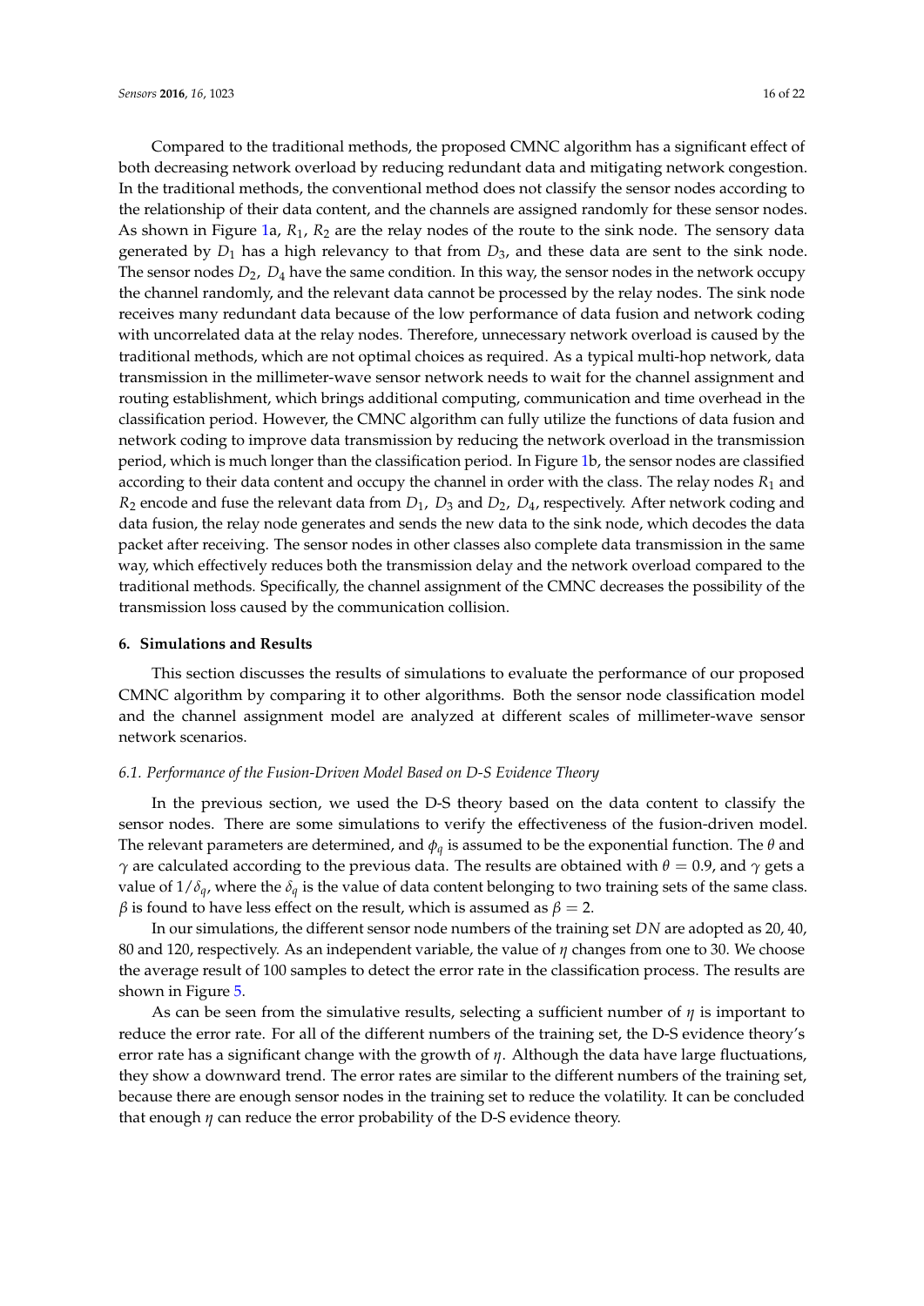Compared to the traditional methods, the proposed CMNC algorithm has a significant effect of both decreasing network overload by reducing redundant data and mitigating network congestion. In the traditional methods, the conventional method does not classify the sensor nodes according to the relationship of their data content, and the channels are assigned randomly for these sensor nodes. As shown in Figure 1a, $R_1$, $R_2$ are the relay nodes of the route to the sink node. The sensory data generated by $D_1$ has a high relevancy to that from $D_3$, and these data are sent to the sink node. The sensor nodes $D_2$, $D_4$ have the same condition. In this way, the sensor nodes in the network occupy the channel randomly, and the relevant data cannot be processed by the relay nodes. The sink node receives many redundant data because of the low performance of data fusion and network coding with uncorrelated data at the relay nodes. Therefore, unnecessary network overload is caused by the traditional methods, which are not optimal choices as required. As a typical multi-hop network, data transmission in the millimeter-wave sensor network needs to wait for the channel assignment and routing establishment, which brings additional computing, communication and time overhead in the classification period. However, the CMNC algorithm can fully utilize the functions of data fusion and network coding to improve data transmission by reducing the network overload in the transmission period, which is much longer than the classification period. In Figure 1b, the sensor nodes are classified according to their data content and occupy the channel in order with the class. The relay nodes $R_1$ and $R_2$ encode and fuse the relevant data from $D_1$, $D_3$ and $D_2$, $D_4$, respectively. After network coding and data fusion, the relay node generates and sends the new data to the sink node, which decodes the data packet after receiving. The sensor nodes in other classes also complete data transmission in the same way, which effectively reduces both the transmission delay and the network overload compared to the traditional methods. Specifically, the channel assignment of the CMNC decreases the possibility of the transmission loss caused by the communication collision.

## 6. Simulations and Results

This section discusses the results of simulations to evaluate the performance of our proposed CMNC algorithm by comparing it to other algorithms. Both the sensor node classification model and the channel assignment model are analyzed at different scales of millimeter-wave sensor network scenarios.

### *6.1. Performance of the Fusion-Driven Model Based on D-S Evidence Theory*

In the previous section, we used the D-S theory based on the data content to classify the sensor nodes. There are some simulations to verify the effectiveness of the fusion-driven model. The relevant parameters are determined, and $\phi_q$ is assumed to be the exponential function. The $\theta$ and $\gamma$ are calculated according to the previous data. The results are obtained with $\theta = 0.9$, and $\gamma$ gets a value of $1/\delta_q$, where the $\delta_q$ is the value of data content belonging to two training sets of the same class. $\beta$ is found to have less effect on the result, which is assumed as $\beta = 2$.

In our simulations, the different sensor node numbers of the training set $DN$ are adopted as 20, 40, 80 and 120, respectively. As an independent variable, the value of $\eta$ changes from one to 30. We choose the average result of 100 samples to detect the error rate in the classification process. The results are shown in Figure 5.

As can be seen from the simulative results, selecting a sufficient number of $\eta$ is important to reduce the error rate. For all of the different numbers of the training set, the D-S evidence theory's error rate has a significant change with the growth of $\eta$. Although the data have large fluctuations, they show a downward trend. The error rates are similar to the different numbers of the training set, because there are enough sensor nodes in the training set to reduce the volatility. It can be concluded that enough $\eta$ can reduce the error probability of the D-S evidence theory.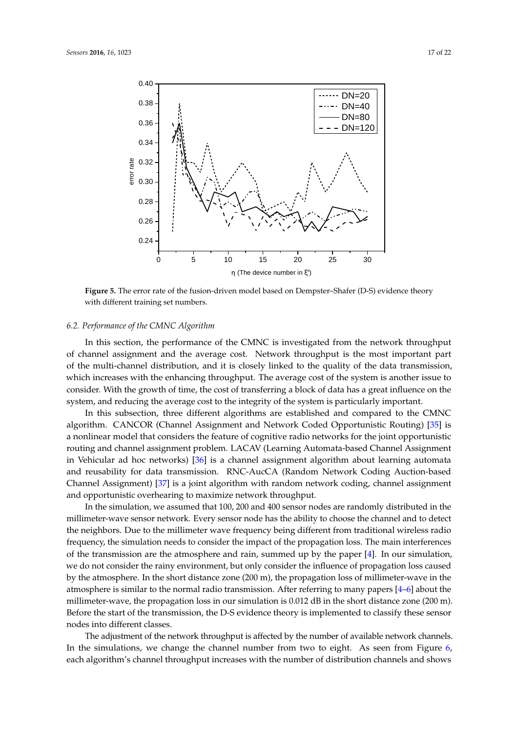**Figure 5.** The error rate of the fusion-driven model based on Dempster–Shafer (D-S) evidence theory with different training set numbers.

### 6.2. Performance of the CMNC Algorithm

In this section, the performance of the CMNC is investigated from the network throughput of channel assignment and the average cost. Network throughput is the most important part of the multi-channel distribution, and it is closely linked to the quality of the data transmission, which increases with the enhancing throughput. The average cost of the system is another issue to consider. With the growth of time, the cost of transferring a block of data has a great influence on the system, and reducing the average cost to the integrity of the system is particularly important.

In this subsection, three different algorithms are established and compared to the CMNC algorithm. CANCOR (Channel Assignment and Network Coded Opportunistic Routing) [35] is a nonlinear model that considers the feature of cognitive radio networks for the joint opportunistic routing and channel assignment problem. LACAV (Learning Automata-based Channel Assignment in Vehicular ad hoc networks) [36] is a channel assignment algorithm about learning automata and reusability for data transmission. RNC-AucCA (Random Network Coding Auction-based Channel Assignment) [37] is a joint algorithm with random network coding, channel assignment and opportunistic overhearing to maximize network throughput.

In the simulation, we assumed that 100, 200 and 400 sensor nodes are randomly distributed in the millimeter-wave sensor network. Every sensor node has the ability to choose the channel and to detect the neighbors. Due to the millimeter wave frequency being different from traditional wireless radio frequency, the simulation needs to consider the impact of the propagation loss. The main interferences of the transmission are the atmosphere and rain, summed up by the paper [4]. In our simulation, we do not consider the rainy environment, but only consider the influence of propagation loss caused by the atmosphere. In the short distance zone (200 m), the propagation loss of millimeter-wave in the atmosphere is similar to the normal radio transmission. After referring to many papers [4–6] about the millimeter-wave, the propagation loss in our simulation is 0.012 dB in the short distance zone (200 m). Before the start of the transmission, the D-S evidence theory is implemented to classify these sensor nodes into different classes.

The adjustment of the network throughput is affected by the number of available network channels. In the simulations, we change the channel number from two to eight. As seen from Figure 6, each algorithm's channel throughput increases with the number of distribution channels and shows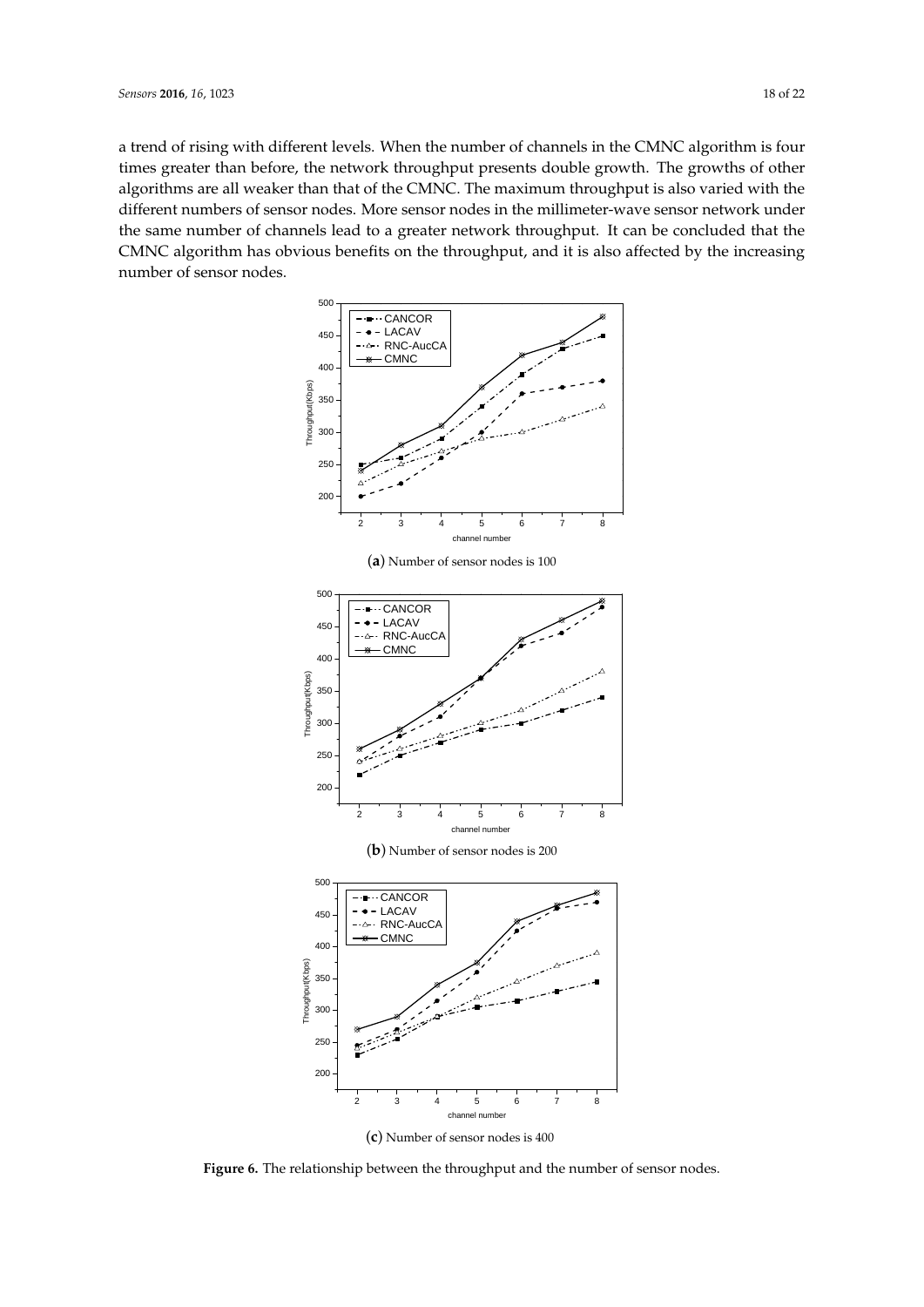a trend of rising with different levels. When the number of channels in the CMNC algorithm is four times greater than before, the network throughput presents double growth. The growths of other algorithms are all weaker than that of the CMNC. The maximum throughput is also varied with the different numbers of sensor nodes. More sensor nodes in the millimeter-wave sensor network under the same number of channels lead to a greater network throughput. It can be concluded that the CMNC algorithm has obvious benefits on the throughput, and it is also affected by the increasing number of sensor nodes.

(**a**) Number of sensor nodes is 100

(**b**) Number of sensor nodes is 200

(**c**) Number of sensor nodes is 400

**Figure 6.** The relationship between the throughput and the number of sensor nodes.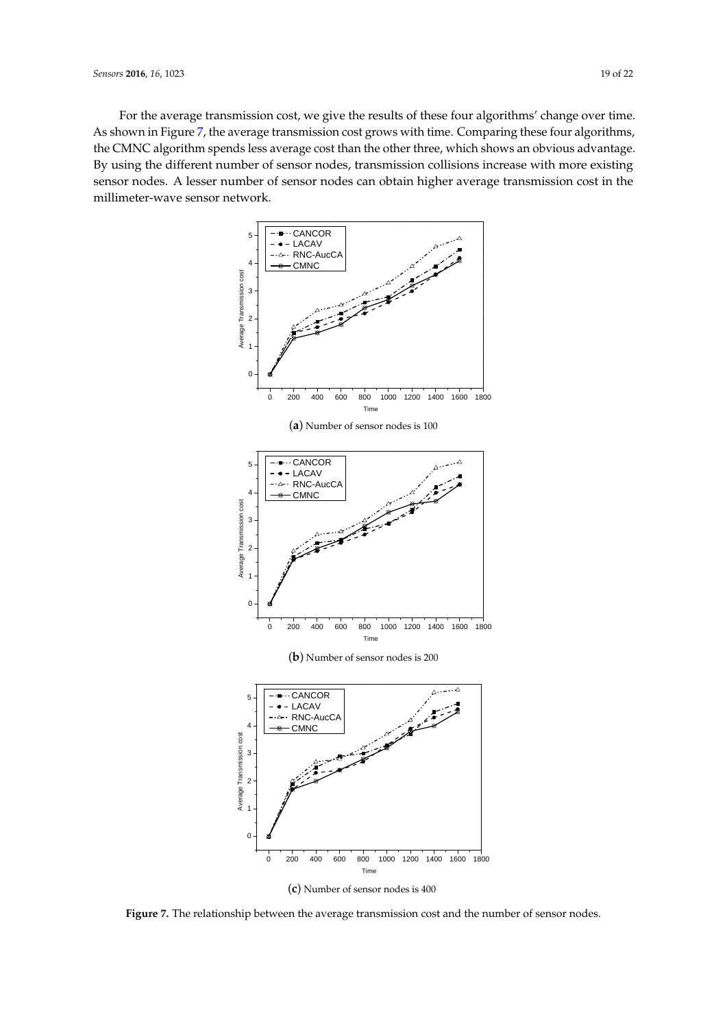For the average transmission cost, we give the results of these four algorithms' change over time. As shown in Figure 7, the average transmission cost grows with time. Comparing these four algorithms, the CMNC algorithm spends less average cost than the other three, which shows an obvious advantage. By using the different number of sensor nodes, transmission collisions increase with more existing sensor nodes. A lesser number of sensor nodes can obtain higher average transmission cost in the millimeter-wave sensor network.

(**a**) Number of sensor nodes is 100

(**b**) Number of sensor nodes is 200

(**c**) Number of sensor nodes is 400

**Figure 7.** The relationship between the average transmission cost and the number of sensor nodes.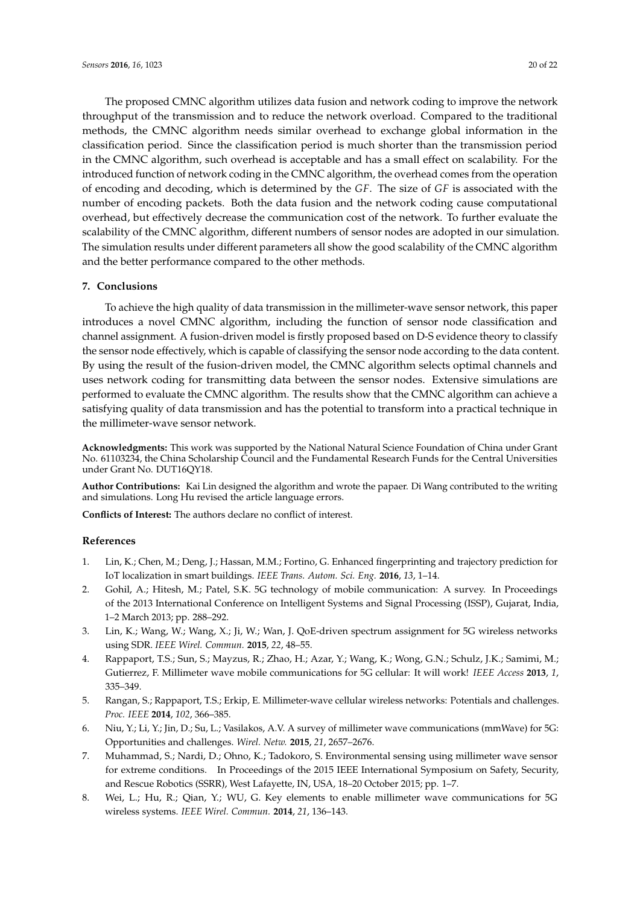The proposed CMNC algorithm utilizes data fusion and network coding to improve the network throughput of the transmission and to reduce the network overload. Compared to the traditional methods, the CMNC algorithm needs similar overhead to exchange global information in the classification period. Since the classification period is much shorter than the transmission period in the CMNC algorithm, such overhead is acceptable and has a small effect on scalability. For the introduced function of network coding in the CMNC algorithm, the overhead comes from the operation of encoding and decoding, which is determined by the *GF*. The size of *GF* is associated with the number of encoding packets. Both the data fusion and the network coding cause computational overhead, but effectively decrease the communication cost of the network. To further evaluate the scalability of the CMNC algorithm, different numbers of sensor nodes are adopted in our simulation. The simulation results under different parameters all show the good scalability of the CMNC algorithm and the better performance compared to the other methods.

## 7. Conclusions

To achieve the high quality of data transmission in the millimeter-wave sensor network, this paper introduces a novel CMNC algorithm, including the function of sensor node classification and channel assignment. A fusion-driven model is firstly proposed based on D-S evidence theory to classify the sensor node effectively, which is capable of classifying the sensor node according to the data content. By using the result of the fusion-driven model, the CMNC algorithm selects optimal channels and uses network coding for transmitting data between the sensor nodes. Extensive simulations are performed to evaluate the CMNC algorithm. The results show that the CMNC algorithm can achieve a satisfying quality of data transmission and has the potential to transform into a practical technique in the millimeter-wave sensor network.

**Acknowledgments:** This work was supported by the National Natural Science Foundation of China under Grant No. 61103234, the China Scholarship Council and the Fundamental Research Funds for the Central Universities under Grant No. DUT16QY18.

**Author Contributions:** Kai Lin designed the algorithm and wrote the papaer. Di Wang contributed to the writing and simulations. Long Hu revised the article language errors.

**Conflicts of Interest:** The authors declare no conflict of interest.

## References

1. Lin, K.; Chen, M.; Deng, J.; Hassan, M.M.; Fortino, G. Enhanced fingerprinting and trajectory prediction for IoT localization in smart buildings. *IEEE Trans. Autom. Sci. Eng.* **2016**, *13*, 1–14.
2. Gohil, A.; Hitesh, M.; Patel, S.K. 5G technology of mobile communication: A survey. In Proceedings of the 2013 International Conference on Intelligent Systems and Signal Processing (ISSP), Gujarat, India, 1–2 March 2013; pp. 288–292.
3. Lin, K.; Wang, W.; Wang, X.; Ji, W.; Wan, J. QoE-driven spectrum assignment for 5G wireless networks using SDR. *IEEE Wirel. Commun.* **2015**, *22*, 48–55.
4. Rappaport, T.S.; Sun, S.; Mayzus, R.; Zhao, H.; Azar, Y.; Wang, K.; Wong, G.N.; Schulz, J.K.; Samimi, M.; Gutierrez, F. Millimeter wave mobile communications for 5G cellular: It will work! *IEEE Access* **2013**, *1*, 335–349.
5. Rangan, S.; Rappaport, T.S.; Erkip, E. Millimeter-wave cellular wireless networks: Potentials and challenges. *Proc. IEEE* **2014**, *102*, 366–385.
6. Niu, Y.; Li, Y.; Jin, D.; Su, L.; Vasilakos, A.V. A survey of millimeter wave communications (mmWave) for 5G: Opportunities and challenges. *Wirel. Netw.* **2015**, *21*, 2657–2676.
7. Muhammad, S.; Nardi, D.; Ohno, K.; Tadokoro, S. Environmental sensing using millimeter wave sensor for extreme conditions. In Proceedings of the 2015 IEEE International Symposium on Safety, Security, and Rescue Robotics (SSRR), West Lafayette, IN, USA, 18–20 October 2015; pp. 1–7.
8. Wei, L.; Hu, R.; Qian, Y.; WU, G. Key elements to enable millimeter wave communications for 5G wireless systems. *IEEE Wirel. Commun.* **2014**, *21*, 136–143.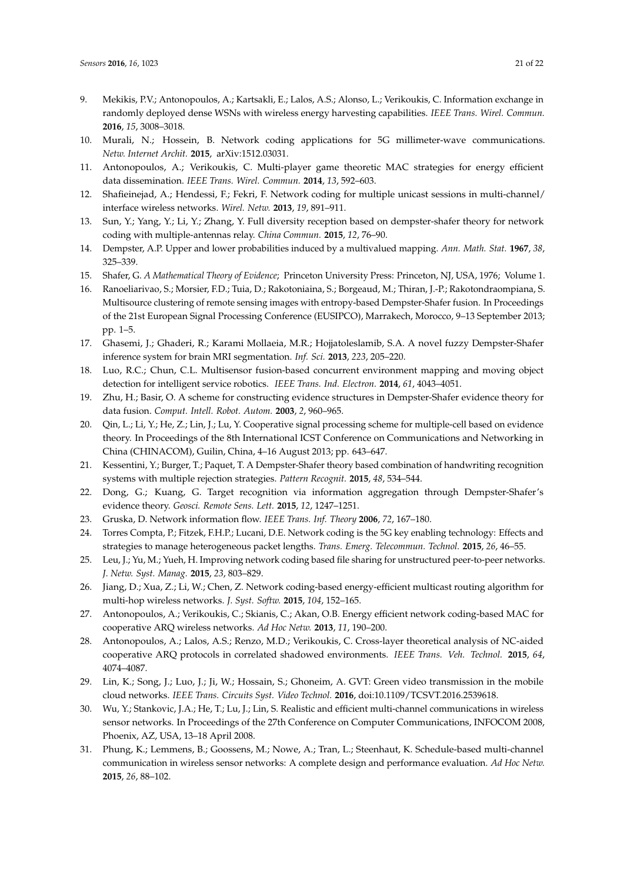9. Mekikis, P.V.; Antonopoulos, A.; Kartsakli, E.; Lalos, A.S.; Alonso, L.; Verikoukis, C. Information exchange in randomly deployed dense WSNs with wireless energy harvesting capabilities. *IEEE Trans. Wirel. Commun.* **2016**, *15*, 3008–3018.
10. Murali, N.; Hossein, B. Network coding applications for 5G millimeter-wave communications. *Netw. Internet Archit.* **2015**, arXiv:1512.03031.
11. Antonopoulos, A.; Verikoukis, C. Multi-player game theoretic MAC strategies for energy efficient data dissemination. *IEEE Trans. Wirel. Commun.* **2014**, *13*, 592–603.
12. Shafieinejad, A.; Hendessi, F.; Fekri, F. Network coding for multiple unicast sessions in multi-channel/interface wireless networks. *Wirel. Netw.* **2013**, *19*, 891–911.
13. Sun, Y.; Yang, Y.; Li, Y.; Zhang, Y. Full diversity reception based on dempster-shafer theory for network coding with multiple-antennas relay. *China Commun.* **2015**, *12*, 76–90.
14. Dempster, A.P. Upper and lower probabilities induced by a multivalued mapping. *Ann. Math. Stat.* **1967**, *38*, 325–339.
15. Shafer, G. *A Mathematical Theory of Evidence*; Princeton University Press: Princeton, NJ, USA, 1976; Volume 1.
16. Ranoeliarivao, S.; Morsier, F.D.; Tuia, D.; Rakotoniaina, S.; Borgeaud, M.; Thiran, J.-P.; Rakotondraompiana, S. Multisource clustering of remote sensing images with entropy-based Dempster-Shafer fusion. In Proceedings of the 21st European Signal Processing Conference (EUSIPCO), Marrakech, Morocco, 9–13 September 2013; pp. 1–5.
17. Ghasemi, J.; Ghaderi, R.; Karami Mollaeia, M.R.; Hojjatoleslamib, S.A. A novel fuzzy Dempster-Shafer inference system for brain MRI segmentation. *Inf. Sci.* **2013**, *223*, 205–220.
18. Luo, R.C.; Chun, C.L. Multisensor fusion-based concurrent environment mapping and moving object detection for intelligent service robotics. *IEEE Trans. Ind. Electron.* **2014**, *61*, 4043–4051.
19. Zhu, H.; Basir, O. A scheme for constructing evidence structures in Dempster-Shafer evidence theory for data fusion. *Comput. Intell. Robot. Autom.* **2003**, *2*, 960–965.
20. Qin, L.; Li, Y.; He, Z.; Lin, J.; Lu, Y. Cooperative signal processing scheme for multiple-cell based on evidence theory. In Proceedings of the 8th International ICST Conference on Communications and Networking in China (CHINACOM), Guilin, China, 4–16 August 2013; pp. 643–647.
21. Kessentini, Y.; Burger, T.; Paquet, T. A Dempster-Shafer theory based combination of handwriting recognition systems with multiple rejection strategies. *Pattern Recognit.* **2015**, *48*, 534–544.
22. Dong, G.; Kuang, G. Target recognition via information aggregation through Dempster-Shafer's evidence theory. *Geosci. Remote Sens. Lett.* **2015**, *12*, 1247–1251.
23. Gruska, D. Network information flow. *IEEE Trans. Inf. Theory* **2006**, *72*, 167–180.
24. Torres Compta, P.; Fitzek, F.H.P.; Lucani, D.E. Network coding is the 5G key enabling technology: Effects and strategies to manage heterogeneous packet lengths. *Trans. Emerg. Telecommun. Technol.* **2015**, *26*, 46–55.
25. Leu, J.; Yu, M.; Yueh, H. Improving network coding based file sharing for unstructured peer-to-peer networks. *J. Netw. Syst. Manag.* **2015**, *23*, 803–829.
26. Jiang, D.; Xua, Z.; Li, W.; Chen, Z. Network coding-based energy-efficient multicast routing algorithm for multi-hop wireless networks. *J. Syst. Softw.* **2015**, *104*, 152–165.
27. Antonopoulos, A.; Verikoukis, C.; Skianis, C.; Akan, O.B. Energy efficient network coding-based MAC for cooperative ARQ wireless networks. *Ad Hoc Netw.* **2013**, *11*, 190–200.
28. Antonopoulos, A.; Lalos, A.S.; Renzo, M.D.; Verikoukis, C. Cross-layer theoretical analysis of NC-aided cooperative ARQ protocols in correlated shadowed environments. *IEEE Trans. Veh. Technol.* **2015**, *64*, 4074–4087.
29. Lin, K.; Song, J.; Luo, J.; Ji, W.; Hossain, S.; Ghoneim, A. GVT: Green video transmission in the mobile cloud networks. *IEEE Trans. Circuits Syst. Video Technol.* **2016**, doi:10.1109/TCSVT.2016.2539618.
30. Wu, Y.; Stankovic, J.A.; He, T.; Lu, J.; Lin, S. Realistic and efficient multi-channel communications in wireless sensor networks. In Proceedings of the 27th Conference on Computer Communications, INFOCOM 2008, Phoenix, AZ, USA, 13–18 April 2008.
31. Phung, K.; Lemmens, B.; Goossens, M.; Nowe, A.; Tran, L.; Steenhaut, K. Schedule-based multi-channel communication in wireless sensor networks: A complete design and performance evaluation. *Ad Hoc Netw.* **2015**, *26*, 88–102.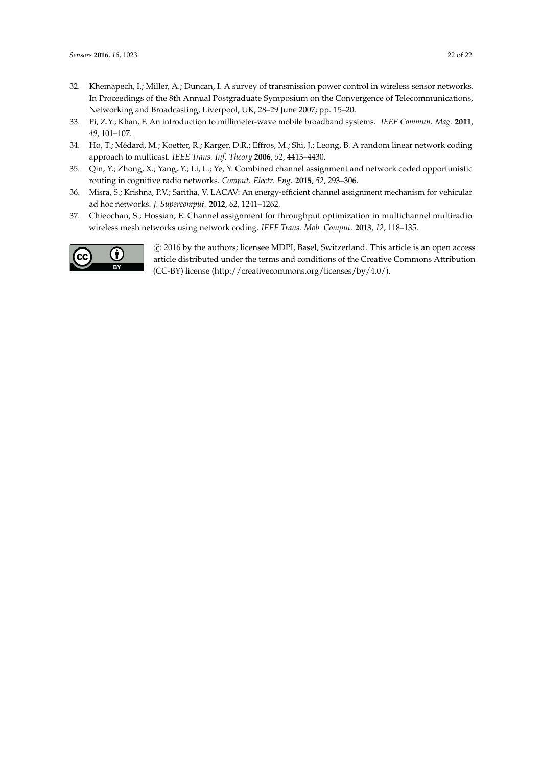32. Khemapech, I.; Miller, A.; Duncan, I. A survey of transmission power control in wireless sensor networks. In Proceedings of the 8th Annual Postgraduate Symposium on the Convergence of Telecommunications, Networking and Broadcasting, Liverpool, UK, 28–29 June 2007; pp. 15–20.
33. Pi, Z.Y.; Khan, F. An introduction to millimeter-wave mobile broadband systems. *IEEE Commun. Mag.* **2011**, *49*, 101–107.
34. Ho, T.; Médard, M.; Koetter, R.; Karger, D.R.; Effros, M.; Shi, J.; Leong, B. A random linear network coding approach to multicast. *IEEE Trans. Inf. Theory* **2006**, *52*, 4413–4430.
35. Qin, Y.; Zhong, X.; Yang, Y.; Li, L.; Ye, Y. Combined channel assignment and network coded opportunistic routing in cognitive radio networks. *Comput. Electr. Eng.* **2015**, *52*, 293–306.
36. Misra, S.; Krishna, P.V.; Saritha, V. LACAV: An energy-efficient channel assignment mechanism for vehicular ad hoc networks. *J. Supercomput.* **2012**, *62*, 1241–1262.
37. Chieochan, S.; Hossian, E. Channel assignment for throughput optimization in multichannel multiradio wireless mesh networks using network coding. *IEEE Trans. Mob. Comput.* **2013**, *12*, 118–135.

© 2016 by the authors; licensee MDPI, Basel, Switzerland. This article is an open access article distributed under the terms and conditions of the Creative Commons Attribution (CC-BY) license (http://creativecommons.org/licenses/by/4.0/).